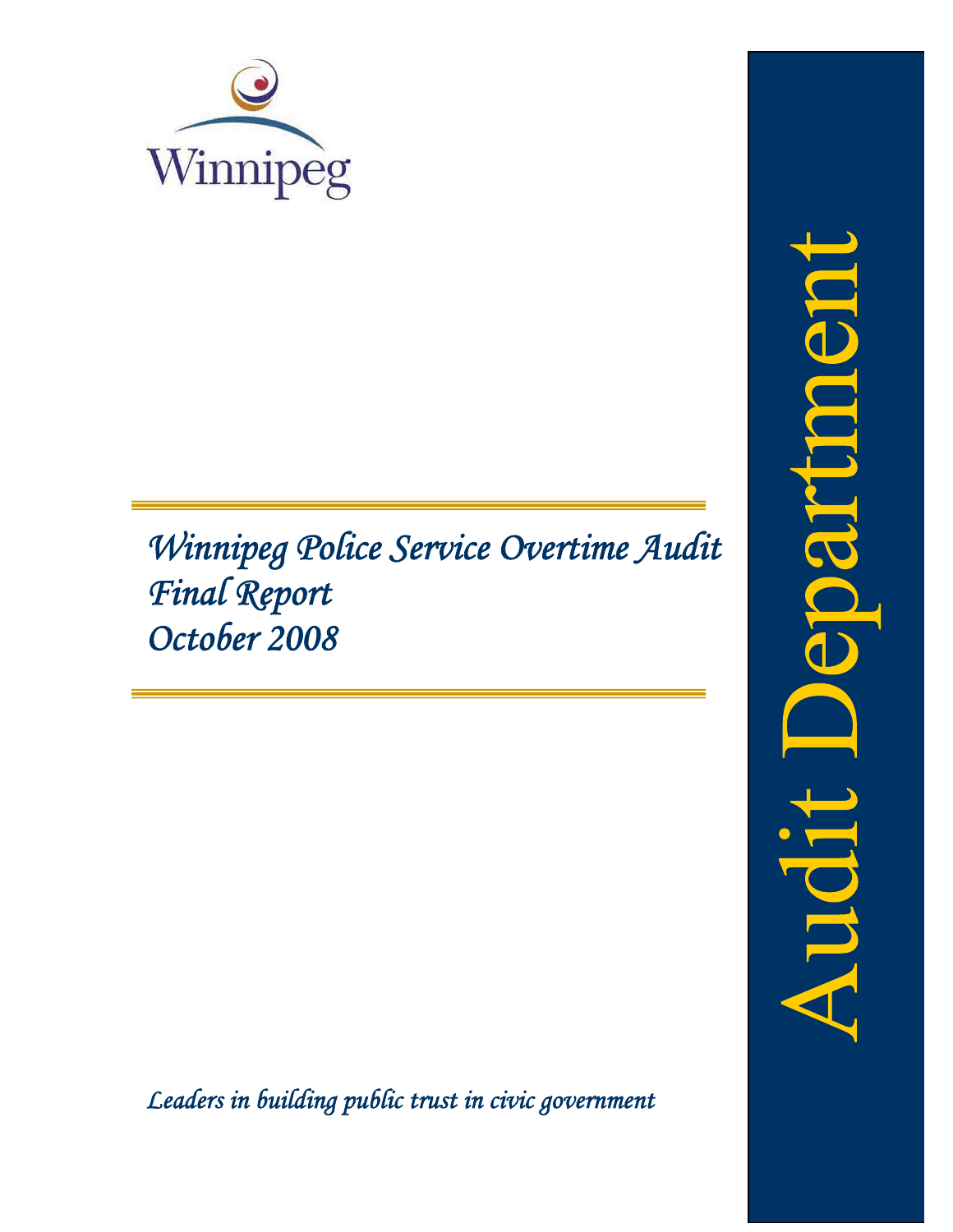Winnipeg

# *Winnipeg Police Service Overtime Audit*
# *Final Report*
# *October 2008*

*Leaders in building public trust in civic government*

Audit Department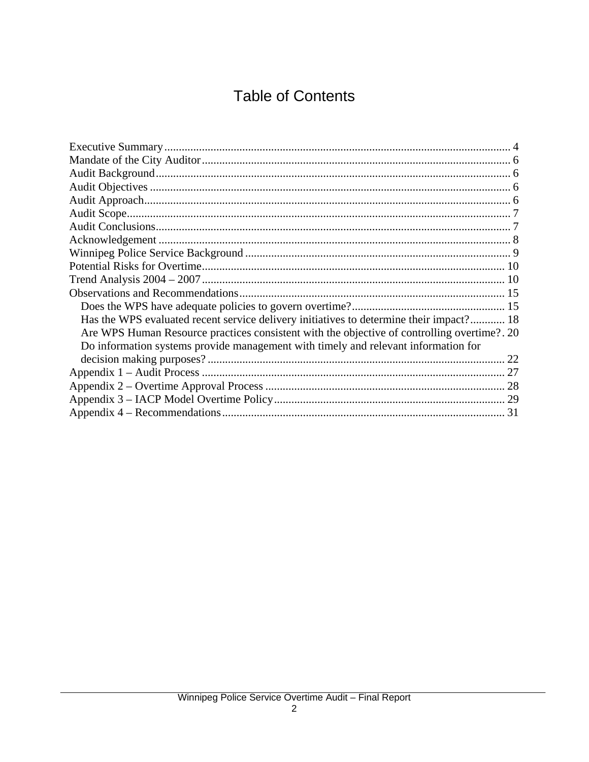# Table of Contents

Executive Summary ........................................................................................................................ 4
Mandate of the City Auditor........................................................................................................... 6
Audit Background........................................................................................................................... 6
Audit Objectives ............................................................................................................................. 6
Audit Approach............................................................................................................................... 6
Audit Scope..................................................................................................................................... 7
Audit Conclusions........................................................................................................................... 7
Acknowledgement .......................................................................................................................... 8
Winnipeg Police Service Background ............................................................................................ 9
Potential Risks for Overtime......................................................................................................... 10
Trend Analysis 2004 – 2007......................................................................................................... 10
Observations and Recommendations............................................................................................ 15
- Does the WPS have adequate policies to govern overtime?..................................................... 15
- Has the WPS evaluated recent service delivery initiatives to determine their impact?............ 18
- Are WPS Human Resource practices consistent with the objective of controlling overtime?. 20
- Do information systems provide management with timely and relevant information for decision making purposes? ....................................................................................................... 22

Appendix 1 – Audit Process ......................................................................................................... 27
Appendix 2 – Overtime Approval Process ................................................................................... 28
Appendix 3 – IACP Model Overtime Policy................................................................................ 29
Appendix 4 – Recommendations.................................................................................................. 31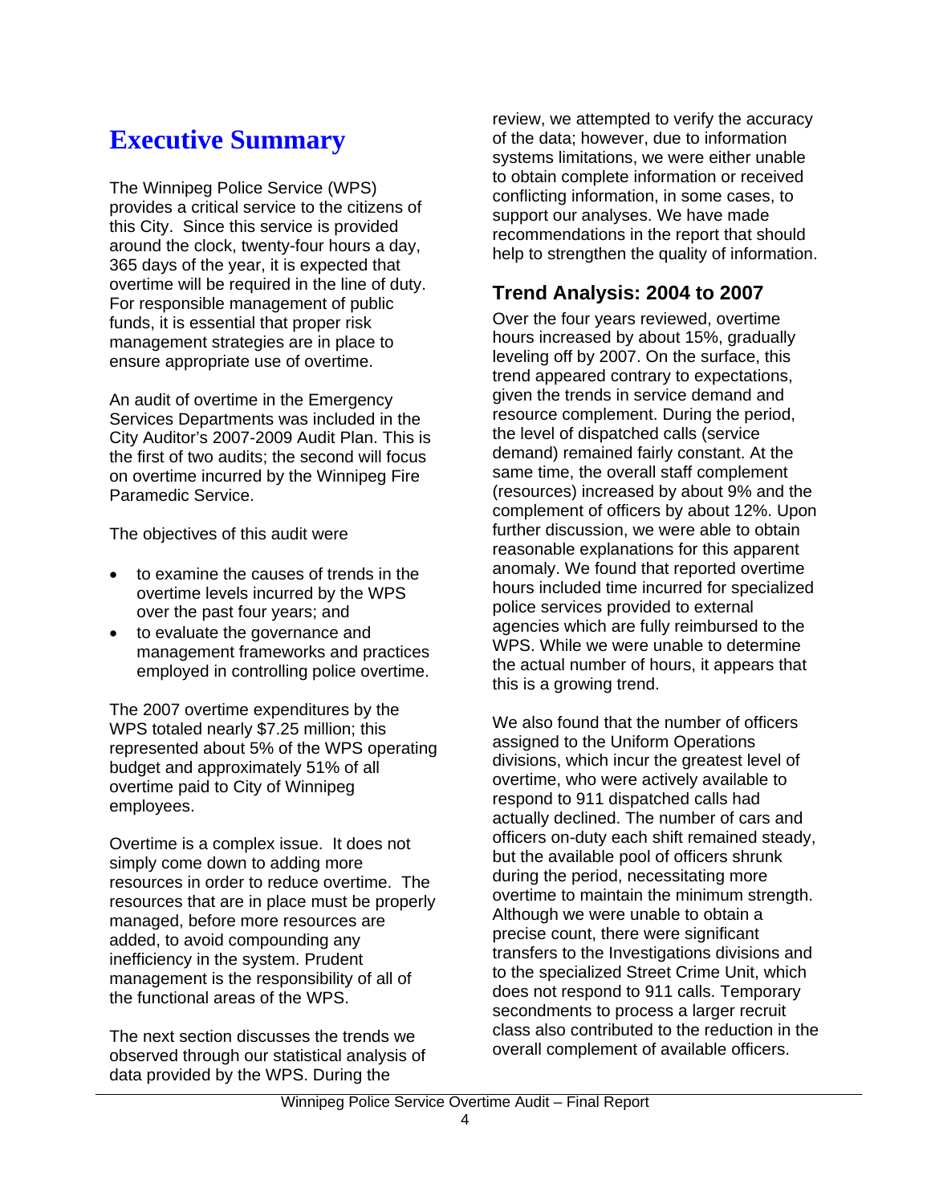# Executive Summary

The Winnipeg Police Service (WPS) provides a critical service to the citizens of this City. Since this service is provided around the clock, twenty-four hours a day, 365 days of the year, it is expected that overtime will be required in the line of duty. For responsible management of public funds, it is essential that proper risk management strategies are in place to ensure appropriate use of overtime.

An audit of overtime in the Emergency Services Departments was included in the City Auditor's 2007-2009 Audit Plan. This is the first of two audits; the second will focus on overtime incurred by the Winnipeg Fire Paramedic Service.

The objectives of this audit were

- to examine the causes of trends in the overtime levels incurred by the WPS over the past four years; and
- to evaluate the governance and management frameworks and practices employed in controlling police overtime.

The 2007 overtime expenditures by the WPS totaled nearly $7.25 million; this represented about 5% of the WPS operating budget and approximately 51% of all overtime paid to City of Winnipeg employees.

Overtime is a complex issue. It does not simply come down to adding more resources in order to reduce overtime. The resources that are in place must be properly managed, before more resources are added, to avoid compounding any inefficiency in the system. Prudent management is the responsibility of all of the functional areas of the WPS.

The next section discusses the trends we observed through our statistical analysis of data provided by the WPS. During the review, we attempted to verify the accuracy of the data; however, due to information systems limitations, we were either unable to obtain complete information or received conflicting information, in some cases, to support our analyses. We have made recommendations in the report that should help to strengthen the quality of information.

## Trend Analysis: 2004 to 2007

Over the four years reviewed, overtime hours increased by about 15%, gradually leveling off by 2007. On the surface, this trend appeared contrary to expectations, given the trends in service demand and resource complement. During the period, the level of dispatched calls (service demand) remained fairly constant. At the same time, the overall staff complement (resources) increased by about 9% and the complement of officers by about 12%. Upon further discussion, we were able to obtain reasonable explanations for this apparent anomaly. We found that reported overtime hours included time incurred for specialized police services provided to external agencies which are fully reimbursed to the WPS. While we were unable to determine the actual number of hours, it appears that this is a growing trend.

We also found that the number of officers assigned to the Uniform Operations divisions, which incur the greatest level of overtime, who were actively available to respond to 911 dispatched calls had actually declined. The number of cars and officers on-duty each shift remained steady, but the available pool of officers shrunk during the period, necessitating more overtime to maintain the minimum strength. Although we were unable to obtain a precise count, there were significant transfers to the Investigations divisions and to the specialized Street Crime Unit, which does not respond to 911 calls. Temporary secondments to process a larger recruit class also contributed to the reduction in the overall complement of available officers.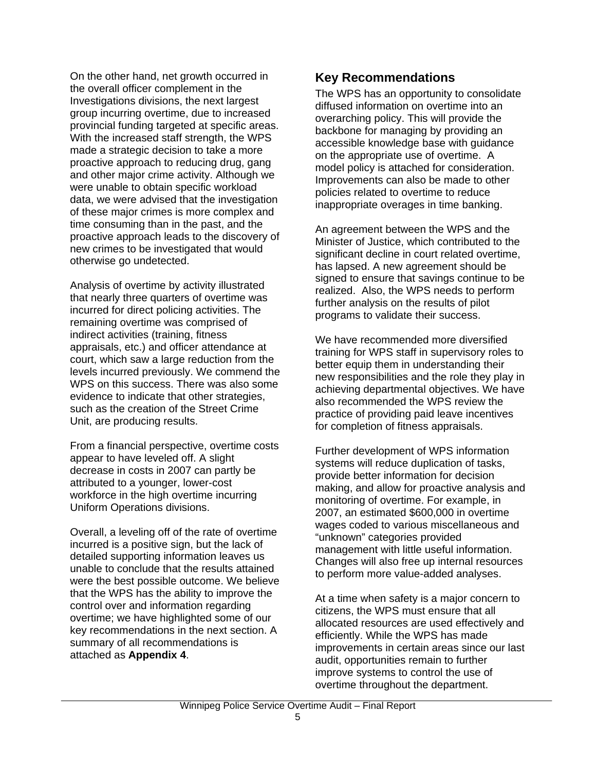On the other hand, net growth occurred in the overall officer complement in the Investigations divisions, the next largest group incurring overtime, due to increased provincial funding targeted at specific areas. With the increased staff strength, the WPS made a strategic decision to take a more proactive approach to reducing drug, gang and other major crime activity. Although we were unable to obtain specific workload data, we were advised that the investigation of these major crimes is more complex and time consuming than in the past, and the proactive approach leads to the discovery of new crimes to be investigated that would otherwise go undetected.

Analysis of overtime by activity illustrated that nearly three quarters of overtime was incurred for direct policing activities. The remaining overtime was comprised of indirect activities (training, fitness appraisals, etc.) and officer attendance at court, which saw a large reduction from the levels incurred previously. We commend the WPS on this success. There was also some evidence to indicate that other strategies, such as the creation of the Street Crime Unit, are producing results.

From a financial perspective, overtime costs appear to have leveled off. A slight decrease in costs in 2007 can partly be attributed to a younger, lower-cost workforce in the high overtime incurring Uniform Operations divisions.

Overall, a leveling off of the rate of overtime incurred is a positive sign, but the lack of detailed supporting information leaves us unable to conclude that the results attained were the best possible outcome. We believe that the WPS has the ability to improve the control over and information regarding overtime; we have highlighted some of our key recommendations in the next section. A summary of all recommendations is attached as **Appendix 4**.

## Key Recommendations

The WPS has an opportunity to consolidate diffused information on overtime into an overarching policy. This will provide the backbone for managing by providing an accessible knowledge base with guidance on the appropriate use of overtime. A model policy is attached for consideration. Improvements can also be made to other policies related to overtime to reduce inappropriate overages in time banking.

An agreement between the WPS and the Minister of Justice, which contributed to the significant decline in court related overtime, has lapsed. A new agreement should be signed to ensure that savings continue to be realized. Also, the WPS needs to perform further analysis on the results of pilot programs to validate their success.

We have recommended more diversified training for WPS staff in supervisory roles to better equip them in understanding their new responsibilities and the role they play in achieving departmental objectives. We have also recommended the WPS review the practice of providing paid leave incentives for completion of fitness appraisals.

Further development of WPS information systems will reduce duplication of tasks, provide better information for decision making, and allow for proactive analysis and monitoring of overtime. For example, in 2007, an estimated $600,000 in overtime wages coded to various miscellaneous and "unknown" categories provided management with little useful information. Changes will also free up internal resources to perform more value-added analyses.

At a time when safety is a major concern to citizens, the WPS must ensure that all allocated resources are used effectively and efficiently. While the WPS has made improvements in certain areas since our last audit, opportunities remain to further improve systems to control the use of overtime throughout the department.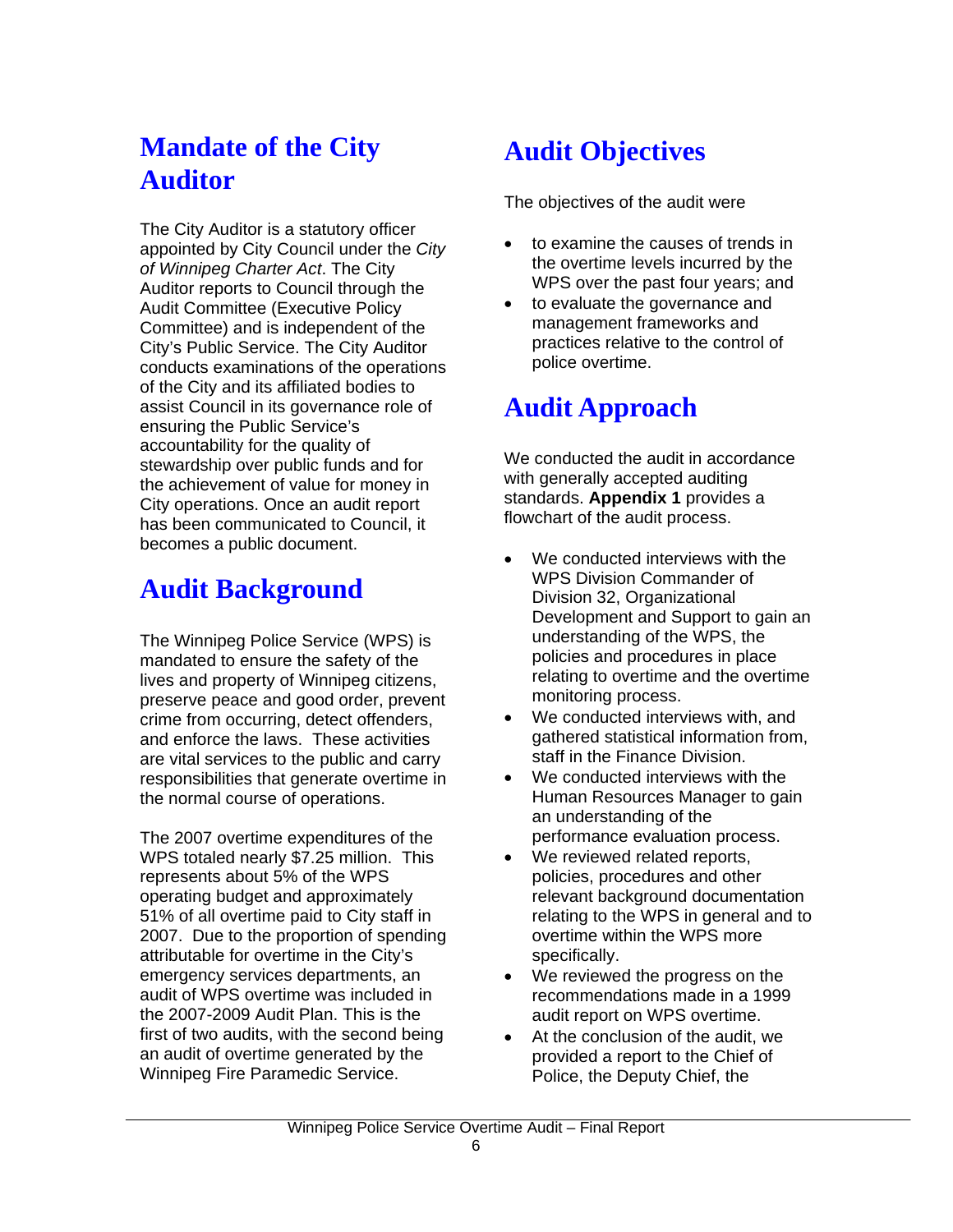## Mandate of the City Auditor

The City Auditor is a statutory officer appointed by City Council under the *City of Winnipeg Charter Act*. The City Auditor reports to Council through the Audit Committee (Executive Policy Committee) and is independent of the City's Public Service. The City Auditor conducts examinations of the operations of the City and its affiliated bodies to assist Council in its governance role of ensuring the Public Service's accountability for the quality of stewardship over public funds and for the achievement of value for money in City operations. Once an audit report has been communicated to Council, it becomes a public document.

## Audit Background

The Winnipeg Police Service (WPS) is mandated to ensure the safety of the lives and property of Winnipeg citizens, preserve peace and good order, prevent crime from occurring, detect offenders, and enforce the laws. These activities are vital services to the public and carry responsibilities that generate overtime in the normal course of operations.

The 2007 overtime expenditures of the WPS totaled nearly $7.25 million. This represents about 5% of the WPS operating budget and approximately 51% of all overtime paid to City staff in 2007. Due to the proportion of spending attributable for overtime in the City's emergency services departments, an audit of WPS overtime was included in the 2007-2009 Audit Plan. This is the first of two audits, with the second being an audit of overtime generated by the Winnipeg Fire Paramedic Service.

## Audit Objectives

The objectives of the audit were

- to examine the causes of trends in the overtime levels incurred by the WPS over the past four years; and
- to evaluate the governance and management frameworks and practices relative to the control of police overtime.

## Audit Approach

We conducted the audit in accordance with generally accepted auditing standards. **Appendix 1** provides a flowchart of the audit process.

- We conducted interviews with the WPS Division Commander of Division 32, Organizational Development and Support to gain an understanding of the WPS, the policies and procedures in place relating to overtime and the overtime monitoring process.
- We conducted interviews with, and gathered statistical information from, staff in the Finance Division.
- We conducted interviews with the Human Resources Manager to gain an understanding of the performance evaluation process.
- We reviewed related reports, policies, procedures and other relevant background documentation relating to the WPS in general and to overtime within the WPS more specifically.
- We reviewed the progress on the recommendations made in a 1999 audit report on WPS overtime.
- At the conclusion of the audit, we provided a report to the Chief of Police, the Deputy Chief, the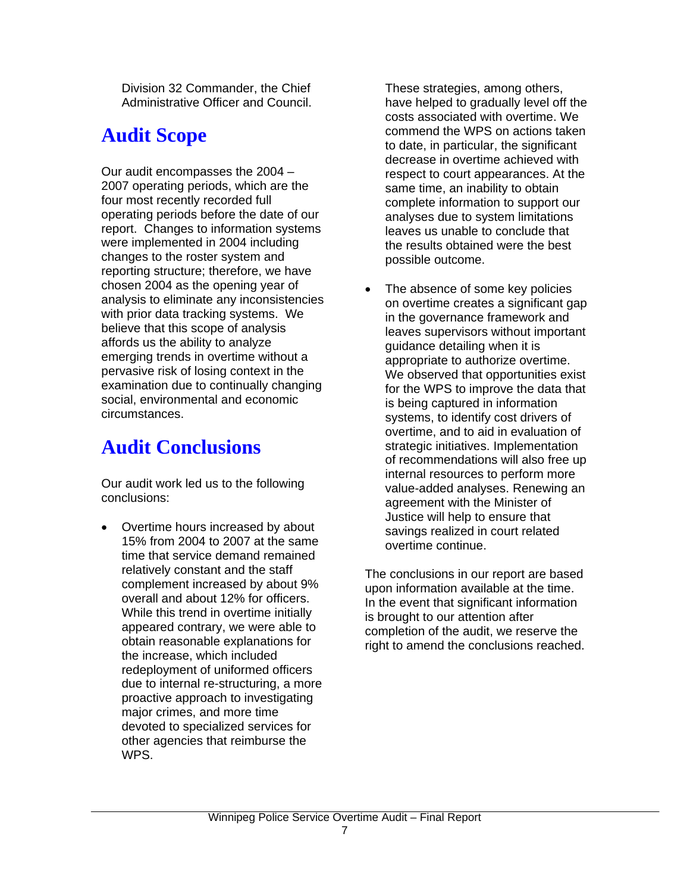Division 32 Commander, the Chief Administrative Officer and Council.

## Audit Scope

Our audit encompasses the 2004 – 2007 operating periods, which are the four most recently recorded full operating periods before the date of our report. Changes to information systems were implemented in 2004 including changes to the roster system and reporting structure; therefore, we have chosen 2004 as the opening year of analysis to eliminate any inconsistencies with prior data tracking systems. We believe that this scope of analysis affords us the ability to analyze emerging trends in overtime without a pervasive risk of losing context in the examination due to continually changing social, environmental and economic circumstances.

## Audit Conclusions

Our audit work led us to the following conclusions:

- Overtime hours increased by about 15% from 2004 to 2007 at the same time that service demand remained relatively constant and the staff complement increased by about 9% overall and about 12% for officers. While this trend in overtime initially appeared contrary, we were able to obtain reasonable explanations for the increase, which included redeployment of uniformed officers due to internal re-structuring, a more proactive approach to investigating major crimes, and more time devoted to specialized services for other agencies that reimburse the WPS.

  These strategies, among others, have helped to gradually level off the costs associated with overtime. We commend the WPS on actions taken to date, in particular, the significant decrease in overtime achieved with respect to court appearances. At the same time, an inability to obtain complete information to support our analyses due to system limitations leaves us unable to conclude that the results obtained were the best possible outcome.

- The absence of some key policies on overtime creates a significant gap in the governance framework and leaves supervisors without important guidance detailing when it is appropriate to authorize overtime. We observed that opportunities exist for the WPS to improve the data that is being captured in information systems, to identify cost drivers of overtime, and to aid in evaluation of strategic initiatives. Implementation of recommendations will also free up internal resources to perform more value-added analyses. Renewing an agreement with the Minister of Justice will help to ensure that savings realized in court related overtime continue.

The conclusions in our report are based upon information available at the time. In the event that significant information is brought to our attention after completion of the audit, we reserve the right to amend the conclusions reached.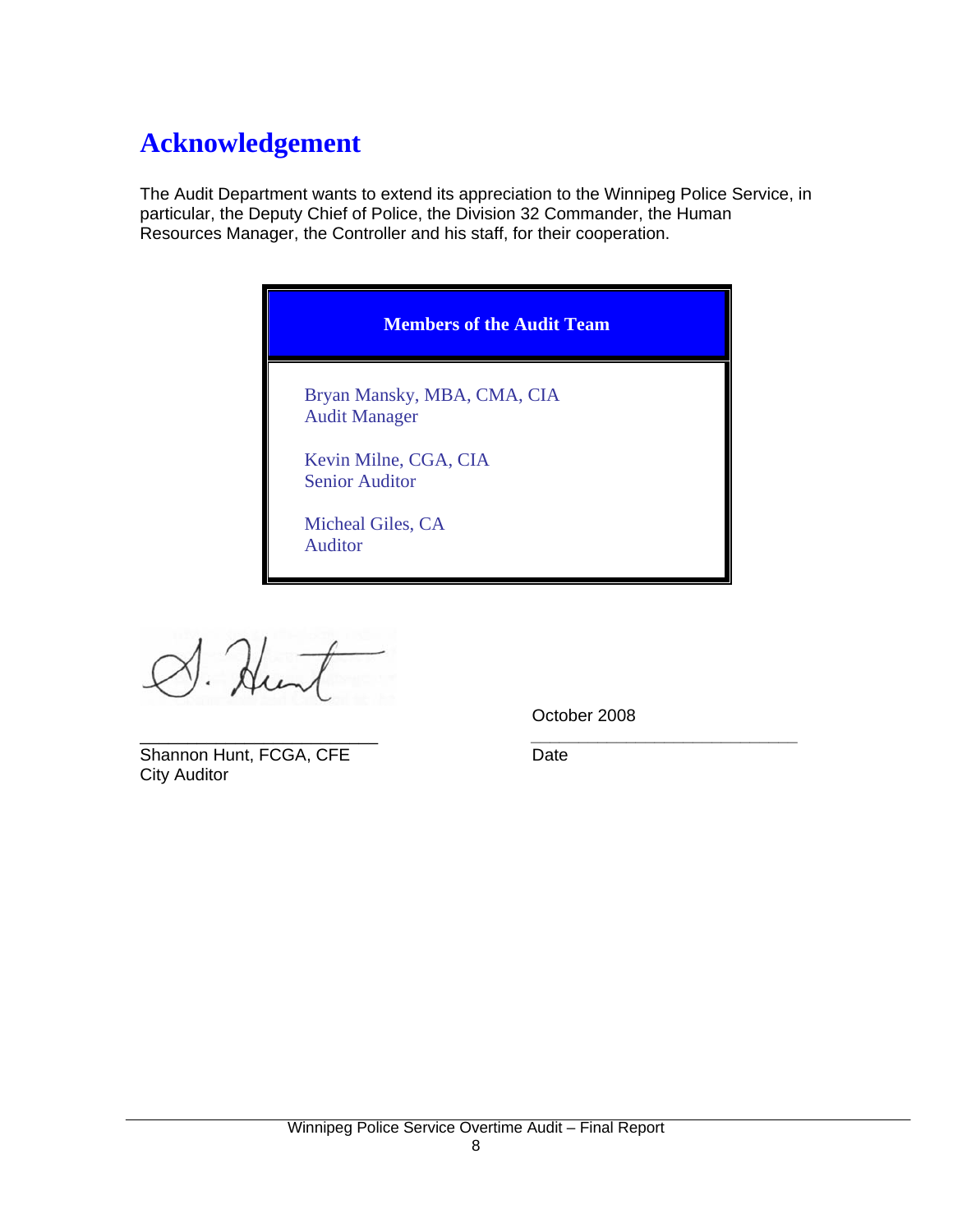# Acknowledgement

The Audit Department wants to extend its appreciation to the Winnipeg Police Service, in particular, the Deputy Chief of Police, the Division 32 Commander, the Human Resources Manager, the Controller and his staff, for their cooperation.

| Members of the Audit Team |
| --- |
| Bryan Mansky, MBA, CMA, CIA<br>Audit Manager<br><br>Kevin Milne, CGA, CIA<br>Senior Auditor<br><br>Micheal Giles, CA<br>Auditor |

S. Hunt

\_\_\_\_\_\_\_\_\_\_\_\_\_\_\_\_\_\_\_\_\_\_\_\_\_\_
Shannon Hunt, FCGA, CFE
City Auditor

October 2008
\_\_\_\_\_\_\_\_\_\_\_\_\_\_\_\_\_\_\_\_\_\_\_\_\_\_
Date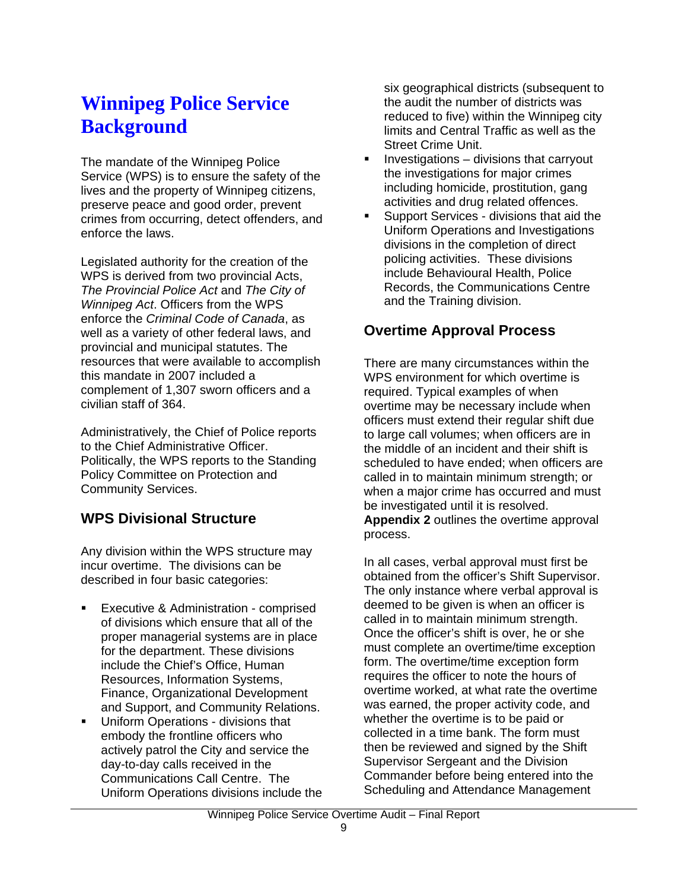# Winnipeg Police Service Background

The mandate of the Winnipeg Police Service (WPS) is to ensure the safety of the lives and the property of Winnipeg citizens, preserve peace and good order, prevent crimes from occurring, detect offenders, and enforce the laws.

Legislated authority for the creation of the WPS is derived from two provincial Acts, *The Provincial Police Act* and *The City of Winnipeg Act*. Officers from the WPS enforce the *Criminal Code of Canada*, as well as a variety of other federal laws, and provincial and municipal statutes. The resources that were available to accomplish this mandate in 2007 included a complement of 1,307 sworn officers and a civilian staff of 364.

Administratively, the Chief of Police reports to the Chief Administrative Officer. Politically, the WPS reports to the Standing Policy Committee on Protection and Community Services.

## WPS Divisional Structure

Any division within the WPS structure may incur overtime. The divisions can be described in four basic categories:

- Executive & Administration - comprised of divisions which ensure that all of the proper managerial systems are in place for the department. These divisions include the Chief's Office, Human Resources, Information Systems, Finance, Organizational Development and Support, and Community Relations.
- Uniform Operations - divisions that embody the frontline officers who actively patrol the City and service the day-to-day calls received in the Communications Call Centre. The Uniform Operations divisions include the six geographical districts (subsequent to the audit the number of districts was reduced to five) within the Winnipeg city limits and Central Traffic as well as the Street Crime Unit.
- Investigations – divisions that carryout the investigations for major crimes including homicide, prostitution, gang activities and drug related offences.
- Support Services - divisions that aid the Uniform Operations and Investigations divisions in the completion of direct policing activities. These divisions include Behavioural Health, Police Records, the Communications Centre and the Training division.

## Overtime Approval Process

There are many circumstances within the WPS environment for which overtime is required. Typical examples of when overtime may be necessary include when officers must extend their regular shift due to large call volumes; when officers are in the middle of an incident and their shift is scheduled to have ended; when officers are called in to maintain minimum strength; or when a major crime has occurred and must be investigated until it is resolved. **Appendix 2** outlines the overtime approval process.

In all cases, verbal approval must first be obtained from the officer's Shift Supervisor. The only instance where verbal approval is deemed to be given is when an officer is called in to maintain minimum strength. Once the officer's shift is over, he or she must complete an overtime/time exception form. The overtime/time exception form requires the officer to note the hours of overtime worked, at what rate the overtime was earned, the proper activity code, and whether the overtime is to be paid or collected in a time bank. The form must then be reviewed and signed by the Shift Supervisor Sergeant and the Division Commander before being entered into the Scheduling and Attendance Management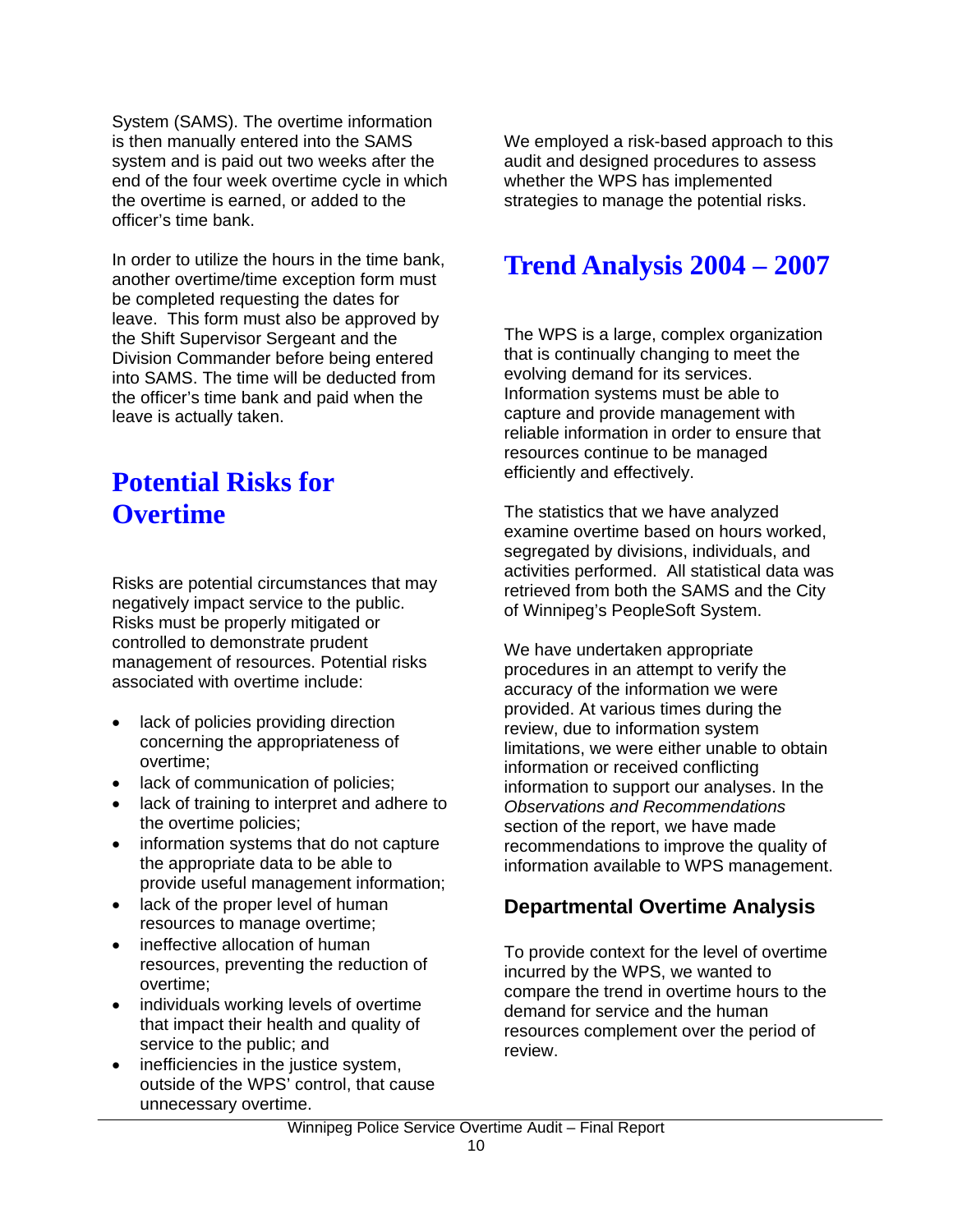System (SAMS). The overtime information is then manually entered into the SAMS system and is paid out two weeks after the end of the four week overtime cycle in which the overtime is earned, or added to the officer's time bank.

In order to utilize the hours in the time bank, another overtime/time exception form must be completed requesting the dates for leave. This form must also be approved by the Shift Supervisor Sergeant and the Division Commander before being entered into SAMS. The time will be deducted from the officer's time bank and paid when the leave is actually taken.

# Potential Risks for Overtime

Risks are potential circumstances that may negatively impact service to the public. Risks must be properly mitigated or controlled to demonstrate prudent management of resources. Potential risks associated with overtime include:

- lack of policies providing direction concerning the appropriateness of overtime;
- lack of communication of policies;
- lack of training to interpret and adhere to the overtime policies;
- information systems that do not capture the appropriate data to be able to provide useful management information;
- lack of the proper level of human resources to manage overtime;
- ineffective allocation of human resources, preventing the reduction of overtime;
- individuals working levels of overtime that impact their health and quality of service to the public; and
- inefficiencies in the justice system, outside of the WPS' control, that cause unnecessary overtime.

We employed a risk-based approach to this audit and designed procedures to assess whether the WPS has implemented strategies to manage the potential risks.

# Trend Analysis 2004 – 2007

The WPS is a large, complex organization that is continually changing to meet the evolving demand for its services. Information systems must be able to capture and provide management with reliable information in order to ensure that resources continue to be managed efficiently and effectively.

The statistics that we have analyzed examine overtime based on hours worked, segregated by divisions, individuals, and activities performed. All statistical data was retrieved from both the SAMS and the City of Winnipeg's PeopleSoft System.

We have undertaken appropriate procedures in an attempt to verify the accuracy of the information we were provided. At various times during the review, due to information system limitations, we were either unable to obtain information or received conflicting information to support our analyses. In the *Observations and Recommendations* section of the report, we have made recommendations to improve the quality of information available to WPS management.

## Departmental Overtime Analysis

To provide context for the level of overtime incurred by the WPS, we wanted to compare the trend in overtime hours to the demand for service and the human resources complement over the period of review.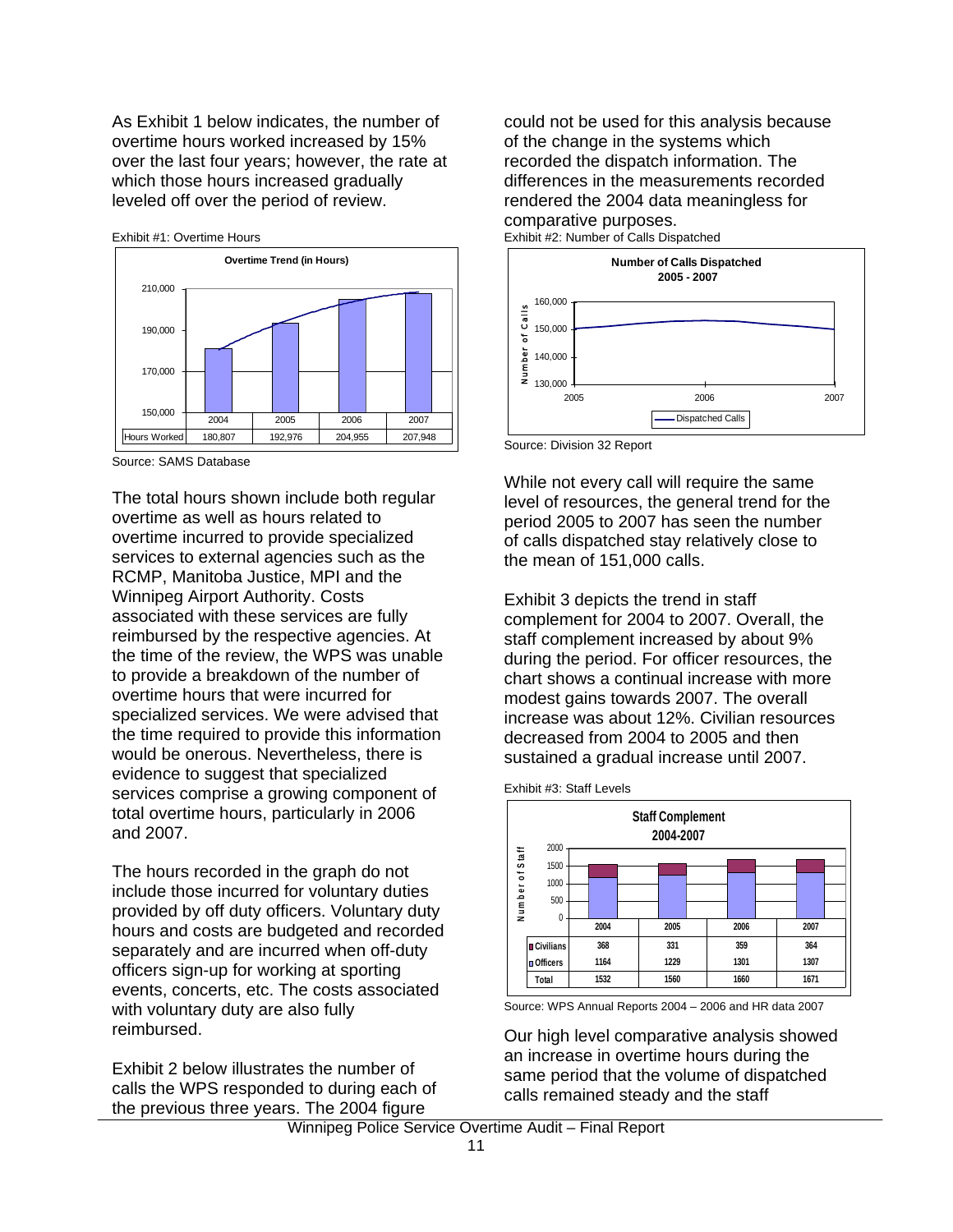As Exhibit 1 below indicates, the number of overtime hours worked increased by 15% over the last four years; however, the rate at which those hours increased gradually leveled off over the period of review.

Exhibit #1: Overtime Hours

**Overtime Trend (in Hours)**

| | 2004 | 2005 | 2006 | 2007 |
|---|---|---|---|---|
| Hours Worked | 180,807 | 192,976 | 204,955 | 207,948 |

Source: SAMS Database

The total hours shown include both regular overtime as well as hours related to overtime incurred to provide specialized services to external agencies such as the RCMP, Manitoba Justice, MPI and the Winnipeg Airport Authority. Costs associated with these services are fully reimbursed by the respective agencies. At the time of the review, the WPS was unable to provide a breakdown of the number of overtime hours that were incurred for specialized services. We were advised that the time required to provide this information would be onerous. Nevertheless, there is evidence to suggest that specialized services comprise a growing component of total overtime hours, particularly in 2006 and 2007.

The hours recorded in the graph do not include those incurred for voluntary duties provided by off duty officers. Voluntary duty hours and costs are budgeted and recorded separately and are incurred when off-duty officers sign-up for working at sporting events, concerts, etc. The costs associated with voluntary duty are also fully reimbursed.

Exhibit 2 below illustrates the number of calls the WPS responded to during each of the previous three years. The 2004 figure could not be used for this analysis because of the change in the systems which recorded the dispatch information. The differences in the measurements recorded rendered the 2004 data meaningless for comparative purposes.

Exhibit #2: Number of Calls Dispatched

**Number of Calls Dispatched 2005 - 2007**

Source: Division 32 Report

While not every call will require the same level of resources, the general trend for the period 2005 to 2007 has seen the number of calls dispatched stay relatively close to the mean of 151,000 calls.

Exhibit 3 depicts the trend in staff complement for 2004 to 2007. Overall, the staff complement increased by about 9% during the period. For officer resources, the chart shows a continual increase with more modest gains towards 2007. The overall increase was about 12%. Civilian resources decreased from 2004 to 2005 and then sustained a gradual increase until 2007.

Exhibit #3: Staff Levels

**Staff Complement 2004-2007**

| | 2004 | 2005 | 2006 | 2007 |
|---|---|---|---|---|
| Civilians | 368 | 331 | 359 | 364 |
| Officers | 1164 | 1229 | 1301 | 1307 |
| Total | 1532 | 1560 | 1660 | 1671 |

Source: WPS Annual Reports 2004 – 2006 and HR data 2007

Our high level comparative analysis showed an increase in overtime hours during the same period that the volume of dispatched calls remained steady and the staff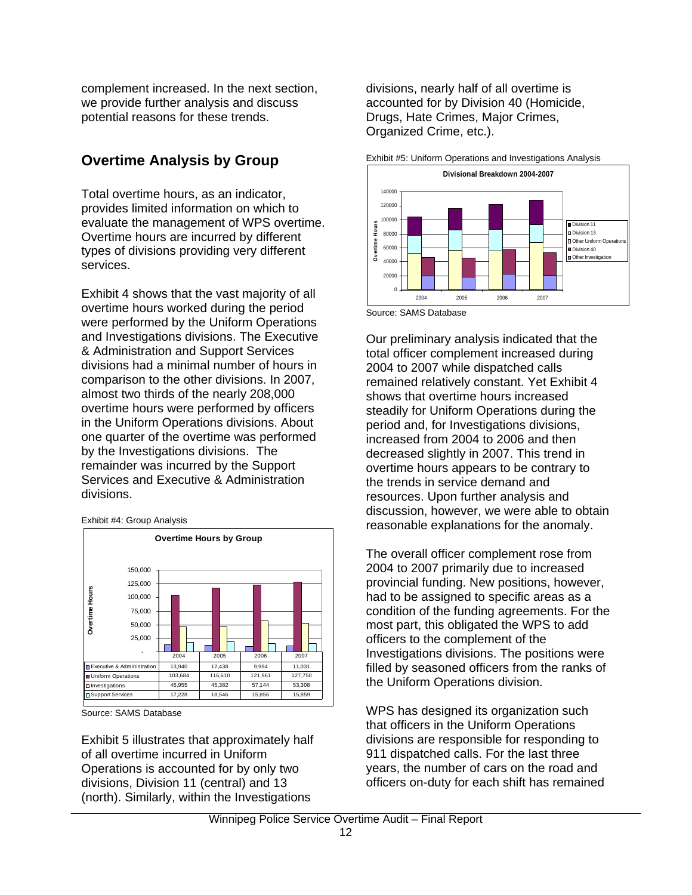complement increased. In the next section, we provide further analysis and discuss potential reasons for these trends.

## Overtime Analysis by Group

Total overtime hours, as an indicator, provides limited information on which to evaluate the management of WPS overtime. Overtime hours are incurred by different types of divisions providing very different services.

Exhibit 4 shows that the vast majority of all overtime hours worked during the period were performed by the Uniform Operations and Investigations divisions. The Executive & Administration and Support Services divisions had a minimal number of hours in comparison to the other divisions. In 2007, almost two thirds of the nearly 208,000 overtime hours were performed by officers in the Uniform Operations divisions. About one quarter of the overtime was performed by the Investigations divisions. The remainder was incurred by the Support Services and Executive & Administration divisions.

Exhibit #4: Group Analysis

**Overtime Hours by Group**

| | 2004 | 2005 | 2006 | 2007 |
|---|---|---|---|---|
| Executive & Administration | 13,940 | 12,438 | 9,994 | 11,031 |
| Uniform Operations | 103,684 | 116,610 | 121,961 | 127,750 |
| Investigations | 45,955 | 45,382 | 57,144 | 53,308 |
| Support Services | 17,228 | 18,546 | 15,856 | 15,859 |

Source: SAMS Database

Exhibit 5 illustrates that approximately half of all overtime incurred in Uniform Operations is accounted for by only two divisions, Division 11 (central) and 13 (north). Similarly, within the Investigations divisions, nearly half of all overtime is accounted for by Division 40 (Homicide, Drugs, Hate Crimes, Major Crimes, Organized Crime, etc.).

Exhibit #5: Uniform Operations and Investigations Analysis

**Divisional Breakdown 2004-2007**

Source: SAMS Database

Our preliminary analysis indicated that the total officer complement increased during 2004 to 2007 while dispatched calls remained relatively constant. Yet Exhibit 4 shows that overtime hours increased steadily for Uniform Operations during the period and, for Investigations divisions, increased from 2004 to 2006 and then decreased slightly in 2007. This trend in overtime hours appears to be contrary to the trends in service demand and resources. Upon further analysis and discussion, however, we were able to obtain reasonable explanations for the anomaly.

The overall officer complement rose from 2004 to 2007 primarily due to increased provincial funding. New positions, however, had to be assigned to specific areas as a condition of the funding agreements. For the most part, this obligated the WPS to add officers to the complement of the Investigations divisions. The positions were filled by seasoned officers from the ranks of the Uniform Operations division.

WPS has designed its organization such that officers in the Uniform Operations divisions are responsible for responding to 911 dispatched calls. For the last three years, the number of cars on the road and officers on-duty for each shift has remained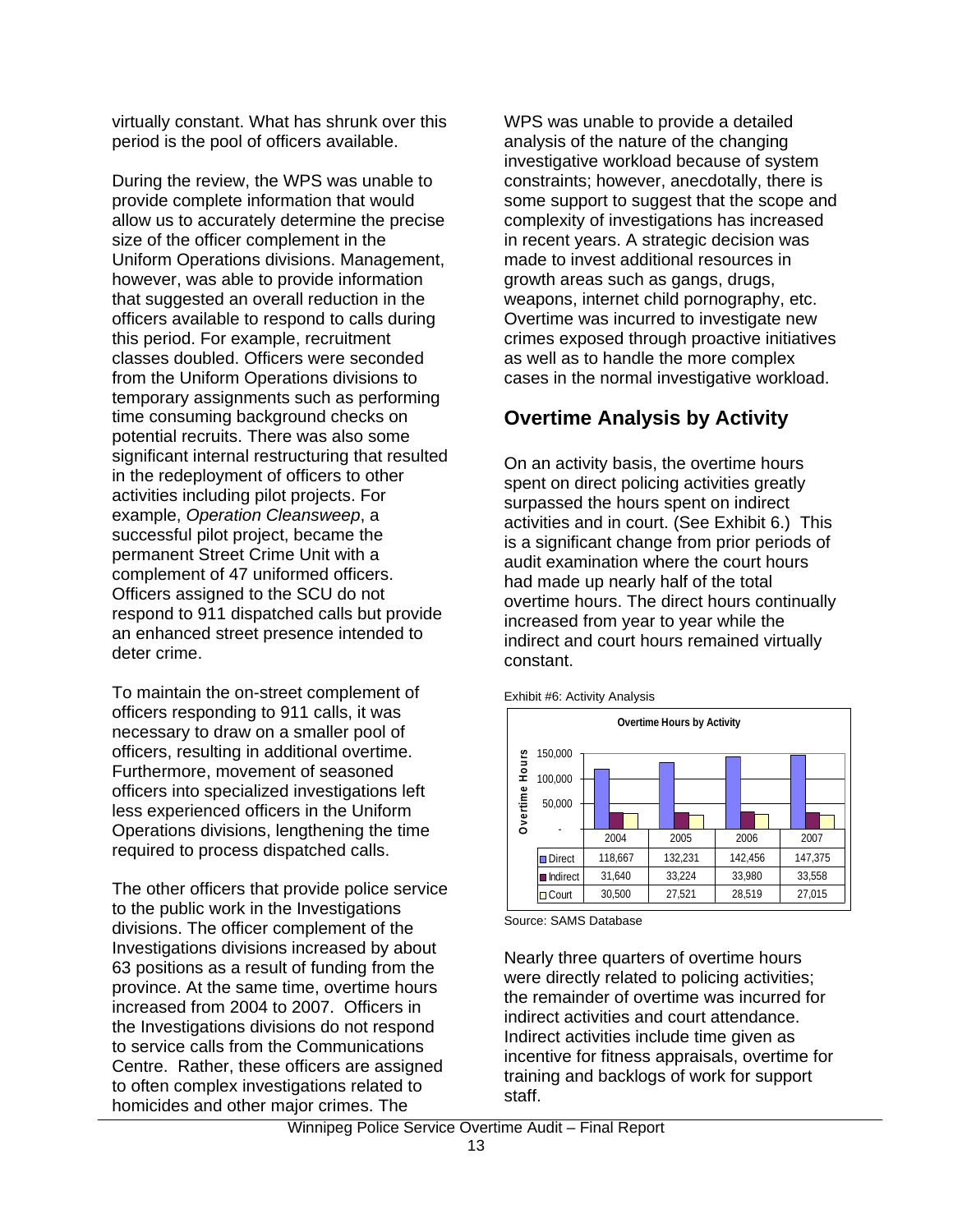virtually constant. What has shrunk over this period is the pool of officers available.

During the review, the WPS was unable to provide complete information that would allow us to accurately determine the precise size of the officer complement in the Uniform Operations divisions. Management, however, was able to provide information that suggested an overall reduction in the officers available to respond to calls during this period. For example, recruitment classes doubled. Officers were seconded from the Uniform Operations divisions to temporary assignments such as performing time consuming background checks on potential recruits. There was also some significant internal restructuring that resulted in the redeployment of officers to other activities including pilot projects. For example, *Operation Cleansweep*, a successful pilot project, became the permanent Street Crime Unit with a complement of 47 uniformed officers. Officers assigned to the SCU do not respond to 911 dispatched calls but provide an enhanced street presence intended to deter crime.

To maintain the on-street complement of officers responding to 911 calls, it was necessary to draw on a smaller pool of officers, resulting in additional overtime. Furthermore, movement of seasoned officers into specialized investigations left less experienced officers in the Uniform Operations divisions, lengthening the time required to process dispatched calls.

The other officers that provide police service to the public work in the Investigations divisions. The officer complement of the Investigations divisions increased by about 63 positions as a result of funding from the province. At the same time, overtime hours increased from 2004 to 2007. Officers in the Investigations divisions do not respond to service calls from the Communications Centre. Rather, these officers are assigned to often complex investigations related to homicides and other major crimes. The WPS was unable to provide a detailed analysis of the nature of the changing investigative workload because of system constraints; however, anecdotally, there is some support to suggest that the scope and complexity of investigations has increased in recent years. A strategic decision was made to invest additional resources in growth areas such as gangs, drugs, weapons, internet child pornography, etc. Overtime was incurred to investigate new crimes exposed through proactive initiatives as well as to handle the more complex cases in the normal investigative workload.

## Overtime Analysis by Activity

On an activity basis, the overtime hours spent on direct policing activities greatly surpassed the hours spent on indirect activities and in court. (See Exhibit 6.) This is a significant change from prior periods of audit examination where the court hours had made up nearly half of the total overtime hours. The direct hours continually increased from year to year while the indirect and court hours remained virtually constant.

Exhibit #6: Activity Analysis

**Overtime Hours by Activity**

| | 2004 | 2005 | 2006 | 2007 |
|---|---|---|---|---|
| Direct | 118,667 | 132,231 | 142,456 | 147,375 |
| Indirect | 31,640 | 33,224 | 33,980 | 33,558 |
| Court | 30,500 | 27,521 | 28,519 | 27,015 |

Source: SAMS Database

Nearly three quarters of overtime hours were directly related to policing activities; the remainder of overtime was incurred for indirect activities and court attendance. Indirect activities include time given as incentive for fitness appraisals, overtime for training and backlogs of work for support staff.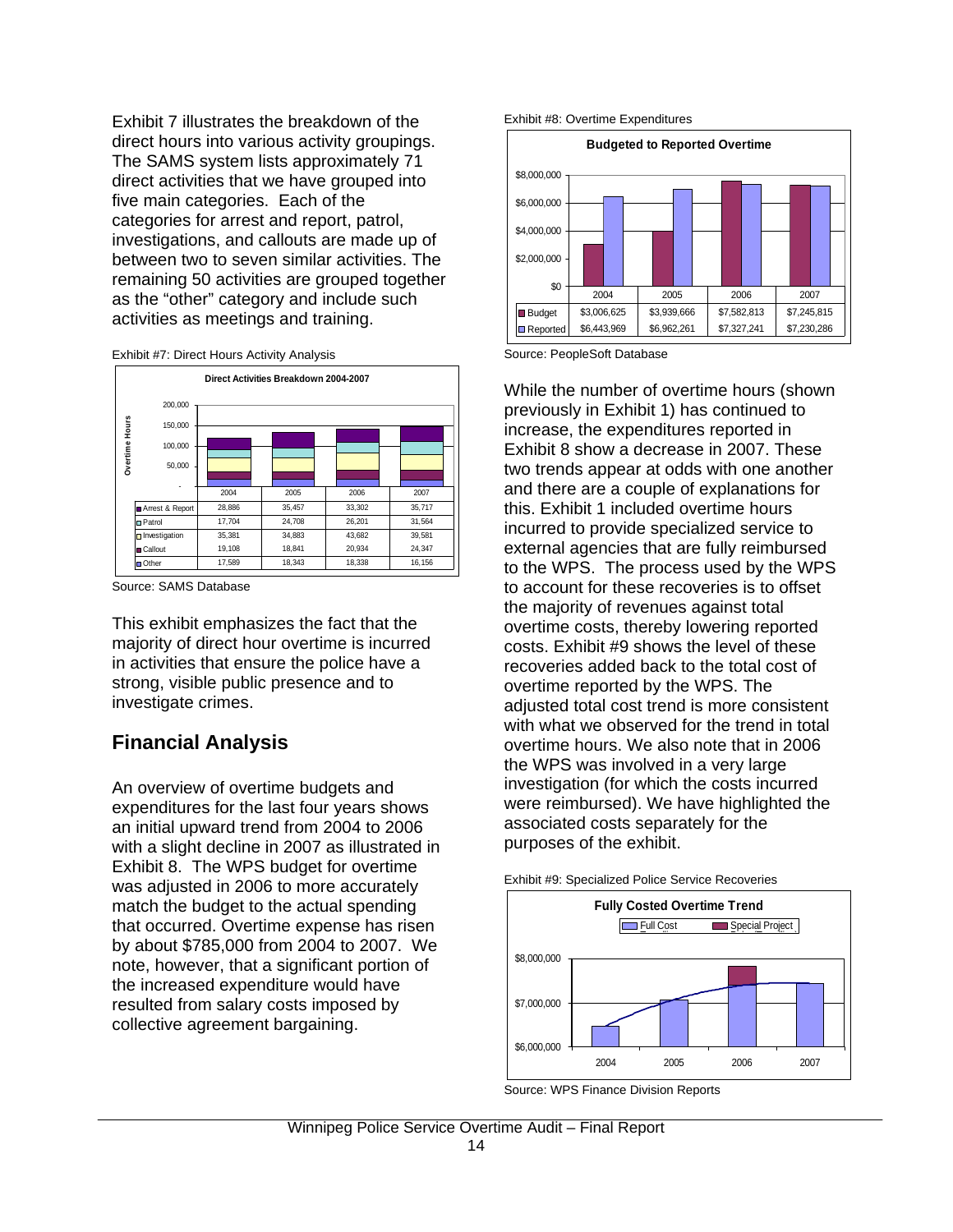Exhibit 7 illustrates the breakdown of the direct hours into various activity groupings. The SAMS system lists approximately 71 direct activities that we have grouped into five main categories. Each of the categories for arrest and report, patrol, investigations, and callouts are made up of between two to seven similar activities. The remaining 50 activities are grouped together as the "other" category and include such activities as meetings and training.

Exhibit #7: Direct Hours Activity Analysis

**Direct Activities Breakdown 2004-2007**

| | 2004 | 2005 | 2006 | 2007 |
|---|---|---|---|---|
| Arrest & Report | 28,886 | 35,457 | 33,302 | 35,717 |
| Patrol | 17,704 | 24,708 | 26,201 | 31,564 |
| Investigation | 35,381 | 34,883 | 43,682 | 39,581 |
| Callout | 19,108 | 18,841 | 20,934 | 24,347 |
| Other | 17,589 | 18,343 | 18,338 | 16,156 |

Source: SAMS Database

This exhibit emphasizes the fact that the majority of direct hour overtime is incurred in activities that ensure the police have a strong, visible public presence and to investigate crimes.

## Financial Analysis

An overview of overtime budgets and expenditures for the last four years shows an initial upward trend from 2004 to 2006 with a slight decline in 2007 as illustrated in Exhibit 8. The WPS budget for overtime was adjusted in 2006 to more accurately match the budget to the actual spending that occurred. Overtime expense has risen by about $785,000 from 2004 to 2007. We note, however, that a significant portion of the increased expenditure would have resulted from salary costs imposed by collective agreement bargaining.

Exhibit #8: Overtime Expenditures

**Budgeted to Reported Overtime**

| | 2004 | 2005 | 2006 | 2007 |
|---|---|---|---|---|
| Budget | $3,006,625 | $3,939,666 | $7,582,813 | $7,245,815 |
| Reported | $6,443,969 | $6,962,261 | $7,327,241 | $7,230,286 |

Source: PeopleSoft Database

While the number of overtime hours (shown previously in Exhibit 1) has continued to increase, the expenditures reported in Exhibit 8 show a decrease in 2007. These two trends appear at odds with one another and there are a couple of explanations for this. Exhibit 1 included overtime hours incurred to provide specialized service to external agencies that are fully reimbursed to the WPS. The process used by the WPS to account for these recoveries is to offset the majority of revenues against total overtime costs, thereby lowering reported costs. Exhibit #9 shows the level of these recoveries added back to the total cost of overtime reported by the WPS. The adjusted total cost trend is more consistent with what we observed for the trend in total overtime hours. We also note that in 2006 the WPS was involved in a very large investigation (for which the costs incurred were reimbursed). We have highlighted the associated costs separately for the purposes of the exhibit.

Exhibit #9: Specialized Police Service Recoveries

**Fully Costed Overtime Trend**

Full Cost / Special Project

$8,000,000 / $7,000,000 / $6,000,000

2004 2005 2006 2007

Source: WPS Finance Division Reports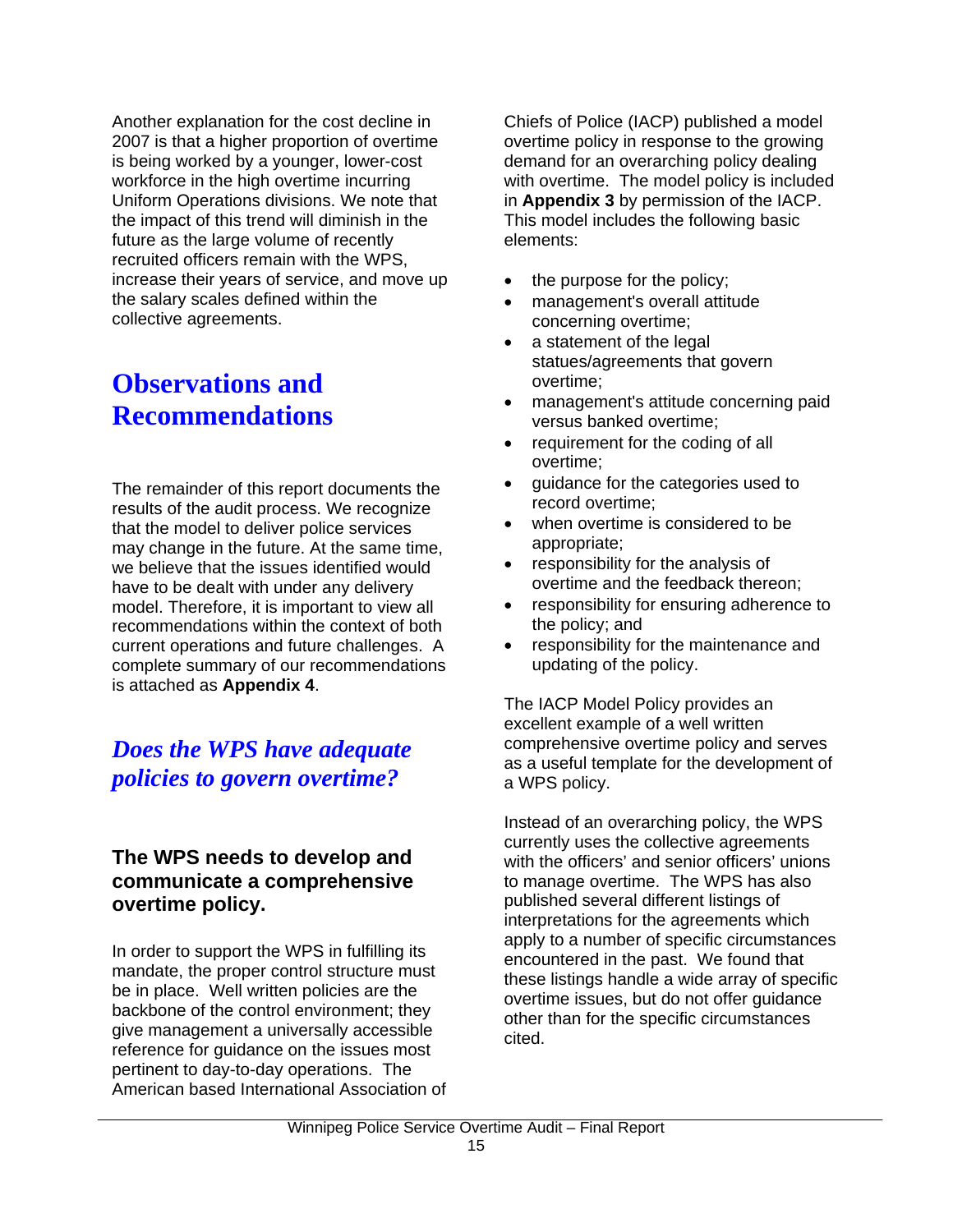Another explanation for the cost decline in 2007 is that a higher proportion of overtime is being worked by a younger, lower-cost workforce in the high overtime incurring Uniform Operations divisions. We note that the impact of this trend will diminish in the future as the large volume of recently recruited officers remain with the WPS, increase their years of service, and move up the salary scales defined within the collective agreements.

# Observations and Recommendations

The remainder of this report documents the results of the audit process. We recognize that the model to deliver police services may change in the future. At the same time, we believe that the issues identified would have to be dealt with under any delivery model. Therefore, it is important to view all recommendations within the context of both current operations and future challenges. A complete summary of our recommendations is attached as **Appendix 4**.

## *Does the WPS have adequate policies to govern overtime?*

### The WPS needs to develop and communicate a comprehensive overtime policy.

In order to support the WPS in fulfilling its mandate, the proper control structure must be in place. Well written policies are the backbone of the control environment; they give management a universally accessible reference for guidance on the issues most pertinent to day-to-day operations. The American based International Association of Chiefs of Police (IACP) published a model overtime policy in response to the growing demand for an overarching policy dealing with overtime. The model policy is included in **Appendix 3** by permission of the IACP. This model includes the following basic elements:

- the purpose for the policy;
- management's overall attitude concerning overtime;
- a statement of the legal statues/agreements that govern overtime;
- management's attitude concerning paid versus banked overtime;
- requirement for the coding of all overtime;
- guidance for the categories used to record overtime;
- when overtime is considered to be appropriate;
- responsibility for the analysis of overtime and the feedback thereon;
- responsibility for ensuring adherence to the policy; and
- responsibility for the maintenance and updating of the policy.

The IACP Model Policy provides an excellent example of a well written comprehensive overtime policy and serves as a useful template for the development of a WPS policy.

Instead of an overarching policy, the WPS currently uses the collective agreements with the officers' and senior officers' unions to manage overtime. The WPS has also published several different listings of interpretations for the agreements which apply to a number of specific circumstances encountered in the past. We found that these listings handle a wide array of specific overtime issues, but do not offer guidance other than for the specific circumstances cited.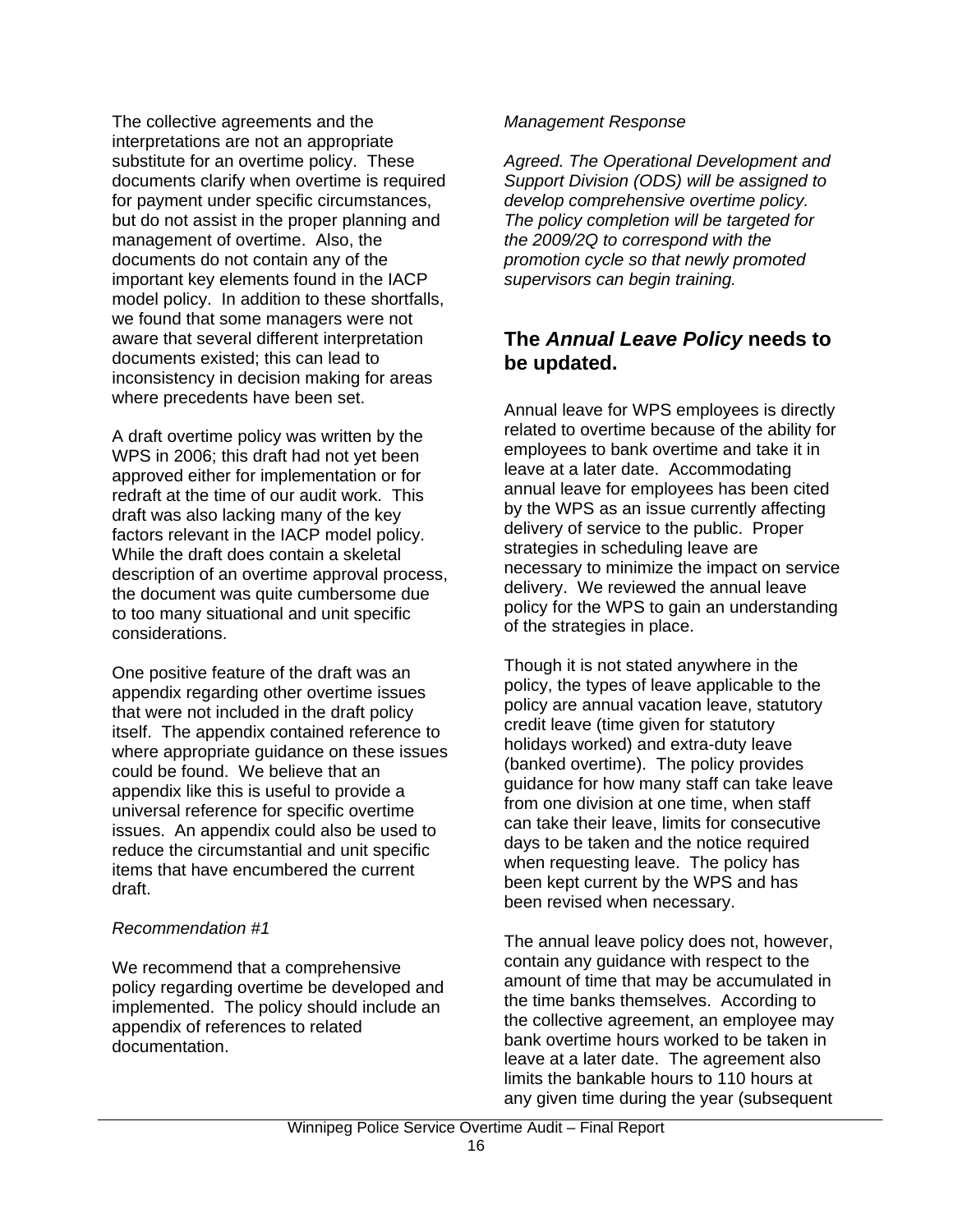The collective agreements and the interpretations are not an appropriate substitute for an overtime policy. These documents clarify when overtime is required for payment under specific circumstances, but do not assist in the proper planning and management of overtime. Also, the documents do not contain any of the important key elements found in the IACP model policy. In addition to these shortfalls, we found that some managers were not aware that several different interpretation documents existed; this can lead to inconsistency in decision making for areas where precedents have been set.

A draft overtime policy was written by the WPS in 2006; this draft had not yet been approved either for implementation or for redraft at the time of our audit work. This draft was also lacking many of the key factors relevant in the IACP model policy. While the draft does contain a skeletal description of an overtime approval process, the document was quite cumbersome due to too many situational and unit specific considerations.

One positive feature of the draft was an appendix regarding other overtime issues that were not included in the draft policy itself. The appendix contained reference to where appropriate guidance on these issues could be found. We believe that an appendix like this is useful to provide a universal reference for specific overtime issues. An appendix could also be used to reduce the circumstantial and unit specific items that have encumbered the current draft.

*Recommendation #1*

We recommend that a comprehensive policy regarding overtime be developed and implemented. The policy should include an appendix of references to related documentation.

*Management Response*

*Agreed. The Operational Development and Support Division (ODS) will be assigned to develop comprehensive overtime policy. The policy completion will be targeted for the 2009/2Q to correspond with the promotion cycle so that newly promoted supervisors can begin training.*

## The *Annual Leave Policy* needs to be updated.

Annual leave for WPS employees is directly related to overtime because of the ability for employees to bank overtime and take it in leave at a later date. Accommodating annual leave for employees has been cited by the WPS as an issue currently affecting delivery of service to the public. Proper strategies in scheduling leave are necessary to minimize the impact on service delivery. We reviewed the annual leave policy for the WPS to gain an understanding of the strategies in place.

Though it is not stated anywhere in the policy, the types of leave applicable to the policy are annual vacation leave, statutory credit leave (time given for statutory holidays worked) and extra-duty leave (banked overtime). The policy provides guidance for how many staff can take leave from one division at one time, when staff can take their leave, limits for consecutive days to be taken and the notice required when requesting leave. The policy has been kept current by the WPS and has been revised when necessary.

The annual leave policy does not, however, contain any guidance with respect to the amount of time that may be accumulated in the time banks themselves. According to the collective agreement, an employee may bank overtime hours worked to be taken in leave at a later date. The agreement also limits the bankable hours to 110 hours at any given time during the year (subsequent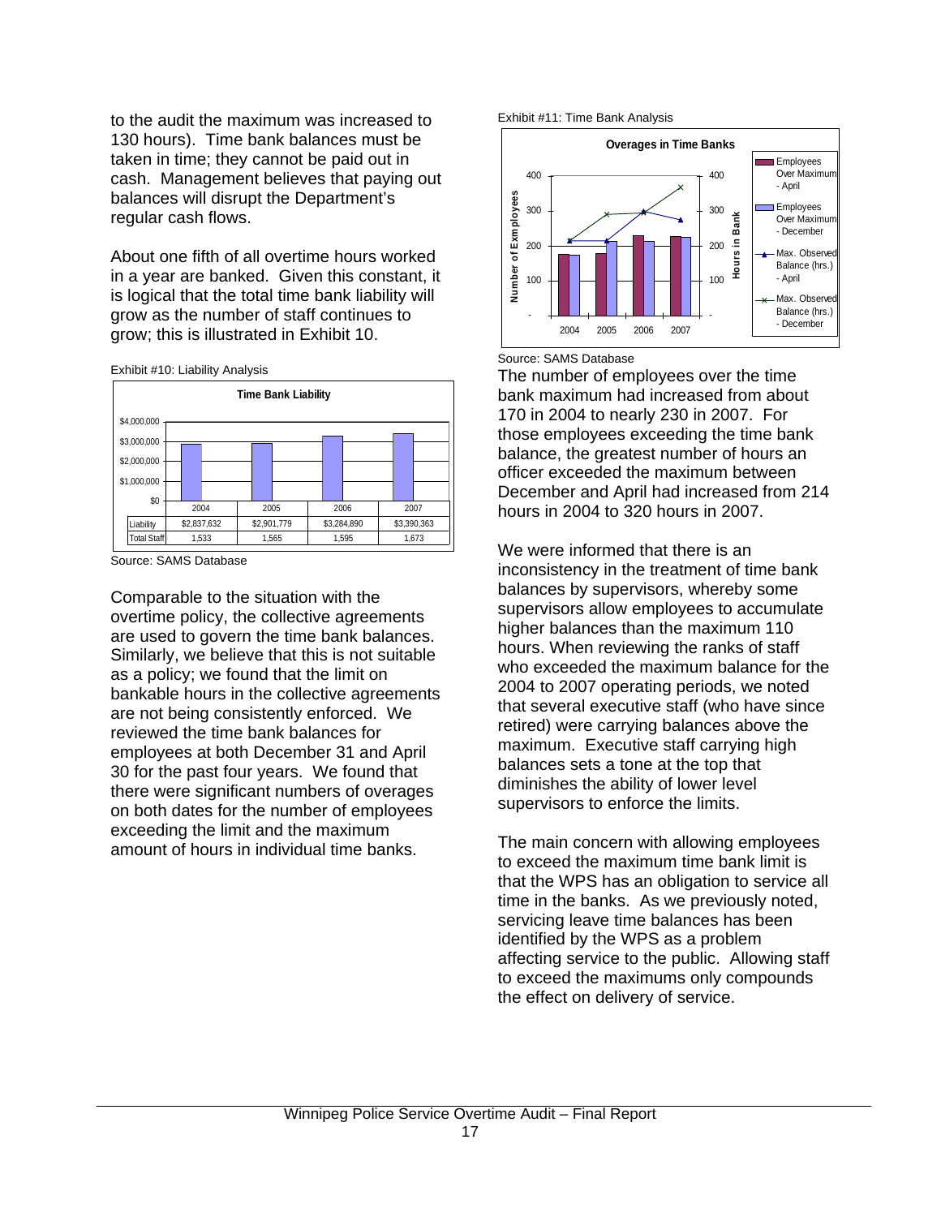to the audit the maximum was increased to 130 hours). Time bank balances must be taken in time; they cannot be paid out in cash. Management believes that paying out balances will disrupt the Department's regular cash flows.

About one fifth of all overtime hours worked in a year are banked. Given this constant, it is logical that the total time bank liability will grow as the number of staff continues to grow; this is illustrated in Exhibit 10.

Exhibit #10: Liability Analysis

**Time Bank Liability**

| | 2004 | 2005 | 2006 | 2007 |
|---|---|---|---|---|
| Liability | $2,837,632 | $2,901,779 | $3,284,890 | $3,390,363 |
| Total Staff | 1,533 | 1,565 | 1,595 | 1,673 |

Source: SAMS Database

Comparable to the situation with the overtime policy, the collective agreements are used to govern the time bank balances. Similarly, we believe that this is not suitable as a policy; we found that the limit on bankable hours in the collective agreements are not being consistently enforced. We reviewed the time bank balances for employees at both December 31 and April 30 for the past four years. We found that there were significant numbers of overages on both dates for the number of employees exceeding the limit and the maximum amount of hours in individual time banks.

Exhibit #11: Time Bank Analysis

**Overages in Time Banks**

Source: SAMS Database

The number of employees over the time bank maximum had increased from about 170 in 2004 to nearly 230 in 2007. For those employees exceeding the time bank balance, the greatest number of hours an officer exceeded the maximum between December and April had increased from 214 hours in 2004 to 320 hours in 2007.

We were informed that there is an inconsistency in the treatment of time bank balances by supervisors, whereby some supervisors allow employees to accumulate higher balances than the maximum 110 hours. When reviewing the ranks of staff who exceeded the maximum balance for the 2004 to 2007 operating periods, we noted that several executive staff (who have since retired) were carrying balances above the maximum. Executive staff carrying high balances sets a tone at the top that diminishes the ability of lower level supervisors to enforce the limits.

The main concern with allowing employees to exceed the maximum time bank limit is that the WPS has an obligation to service all time in the banks. As we previously noted, servicing leave time balances has been identified by the WPS as a problem affecting service to the public. Allowing staff to exceed the maximums only compounds the effect on delivery of service.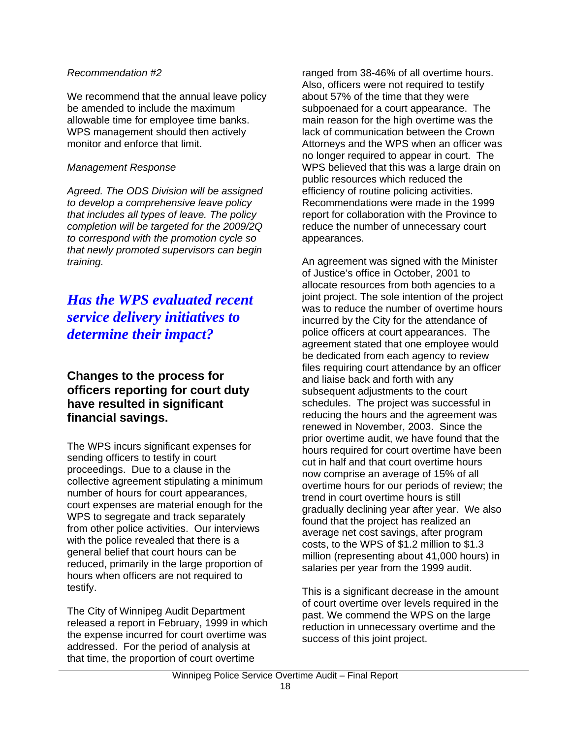*Recommendation #2*

We recommend that the annual leave policy be amended to include the maximum allowable time for employee time banks. WPS management should then actively monitor and enforce that limit.

*Management Response*

*Agreed. The ODS Division will be assigned to develop a comprehensive leave policy that includes all types of leave. The policy completion will be targeted for the 2009/2Q to correspond with the promotion cycle so that newly promoted supervisors can begin training.*

## *Has the WPS evaluated recent service delivery initiatives to determine their impact?*

### Changes to the process for officers reporting for court duty have resulted in significant financial savings.

The WPS incurs significant expenses for sending officers to testify in court proceedings. Due to a clause in the collective agreement stipulating a minimum number of hours for court appearances, court expenses are material enough for the WPS to segregate and track separately from other police activities. Our interviews with the police revealed that there is a general belief that court hours can be reduced, primarily in the large proportion of hours when officers are not required to testify.

The City of Winnipeg Audit Department released a report in February, 1999 in which the expense incurred for court overtime was addressed. For the period of analysis at that time, the proportion of court overtime ranged from 38-46% of all overtime hours. Also, officers were not required to testify about 57% of the time that they were subpoenaed for a court appearance. The main reason for the high overtime was the lack of communication between the Crown Attorneys and the WPS when an officer was no longer required to appear in court. The WPS believed that this was a large drain on public resources which reduced the efficiency of routine policing activities. Recommendations were made in the 1999 report for collaboration with the Province to reduce the number of unnecessary court appearances.

An agreement was signed with the Minister of Justice's office in October, 2001 to allocate resources from both agencies to a joint project. The sole intention of the project was to reduce the number of overtime hours incurred by the City for the attendance of police officers at court appearances. The agreement stated that one employee would be dedicated from each agency to review files requiring court attendance by an officer and liaise back and forth with any subsequent adjustments to the court schedules. The project was successful in reducing the hours and the agreement was renewed in November, 2003. Since the prior overtime audit, we have found that the hours required for court overtime have been cut in half and that court overtime hours now comprise an average of 15% of all overtime hours for our periods of review; the trend in court overtime hours is still gradually declining year after year. We also found that the project has realized an average net cost savings, after program costs, to the WPS of $1.2 million to $1.3 million (representing about 41,000 hours) in salaries per year from the 1999 audit.

This is a significant decrease in the amount of court overtime over levels required in the past. We commend the WPS on the large reduction in unnecessary overtime and the success of this joint project.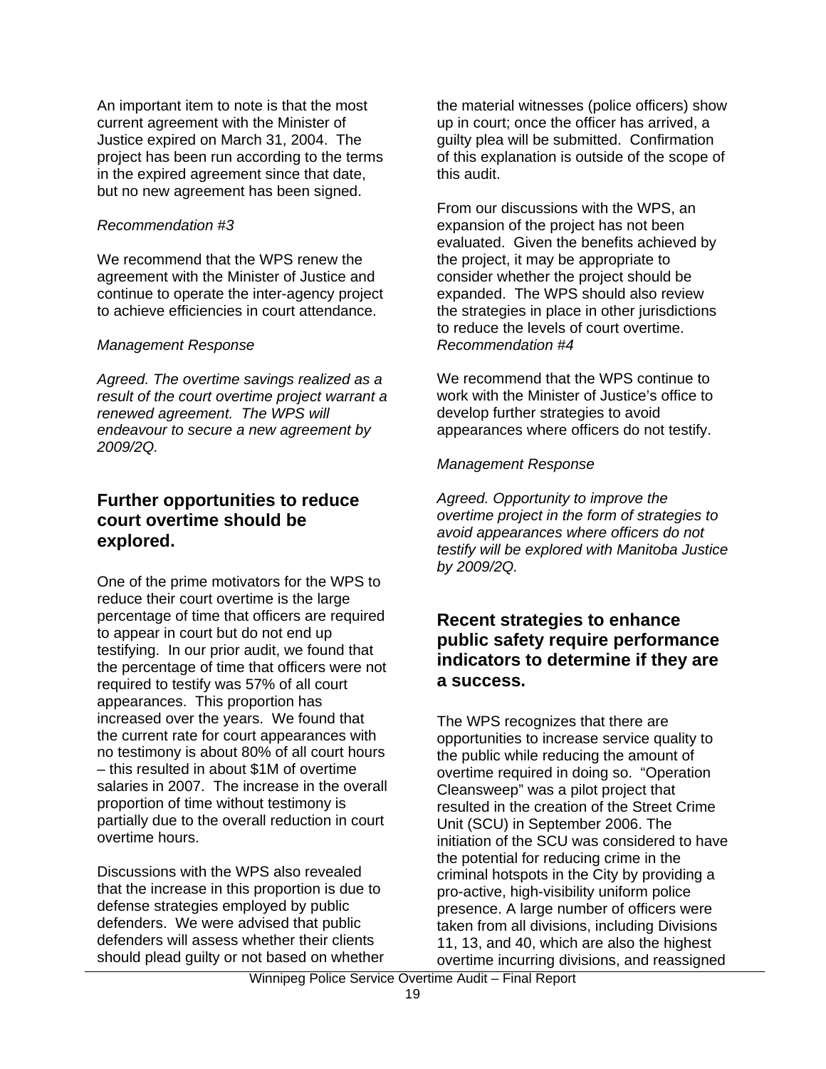An important item to note is that the most current agreement with the Minister of Justice expired on March 31, 2004. The project has been run according to the terms in the expired agreement since that date, but no new agreement has been signed.

*Recommendation #3*

We recommend that the WPS renew the agreement with the Minister of Justice and continue to operate the inter-agency project to achieve efficiencies in court attendance.

*Management Response*

*Agreed. The overtime savings realized as a result of the court overtime project warrant a renewed agreement. The WPS will endeavour to secure a new agreement by 2009/2Q.*

## Further opportunities to reduce court overtime should be explored.

One of the prime motivators for the WPS to reduce their court overtime is the large percentage of time that officers are required to appear in court but do not end up testifying. In our prior audit, we found that the percentage of time that officers were not required to testify was 57% of all court appearances. This proportion has increased over the years. We found that the current rate for court appearances with no testimony is about 80% of all court hours – this resulted in about $1M of overtime salaries in 2007. The increase in the overall proportion of time without testimony is partially due to the overall reduction in court overtime hours.

Discussions with the WPS also revealed that the increase in this proportion is due to defense strategies employed by public defenders. We were advised that public defenders will assess whether their clients should plead guilty or not based on whether the material witnesses (police officers) show up in court; once the officer has arrived, a guilty plea will be submitted. Confirmation of this explanation is outside of the scope of this audit.

From our discussions with the WPS, an expansion of the project has not been evaluated. Given the benefits achieved by the project, it may be appropriate to consider whether the project should be expanded. The WPS should also review the strategies in place in other jurisdictions to reduce the levels of court overtime.

*Recommendation #4*

We recommend that the WPS continue to work with the Minister of Justice's office to develop further strategies to avoid appearances where officers do not testify.

*Management Response*

*Agreed. Opportunity to improve the overtime project in the form of strategies to avoid appearances where officers do not testify will be explored with Manitoba Justice by 2009/2Q.*

## Recent strategies to enhance public safety require performance indicators to determine if they are a success.

The WPS recognizes that there are opportunities to increase service quality to the public while reducing the amount of overtime required in doing so. "Operation Cleansweep" was a pilot project that resulted in the creation of the Street Crime Unit (SCU) in September 2006. The initiation of the SCU was considered to have the potential for reducing crime in the criminal hotspots in the City by providing a pro-active, high-visibility uniform police presence. A large number of officers were taken from all divisions, including Divisions 11, 13, and 40, which are also the highest overtime incurring divisions, and reassigned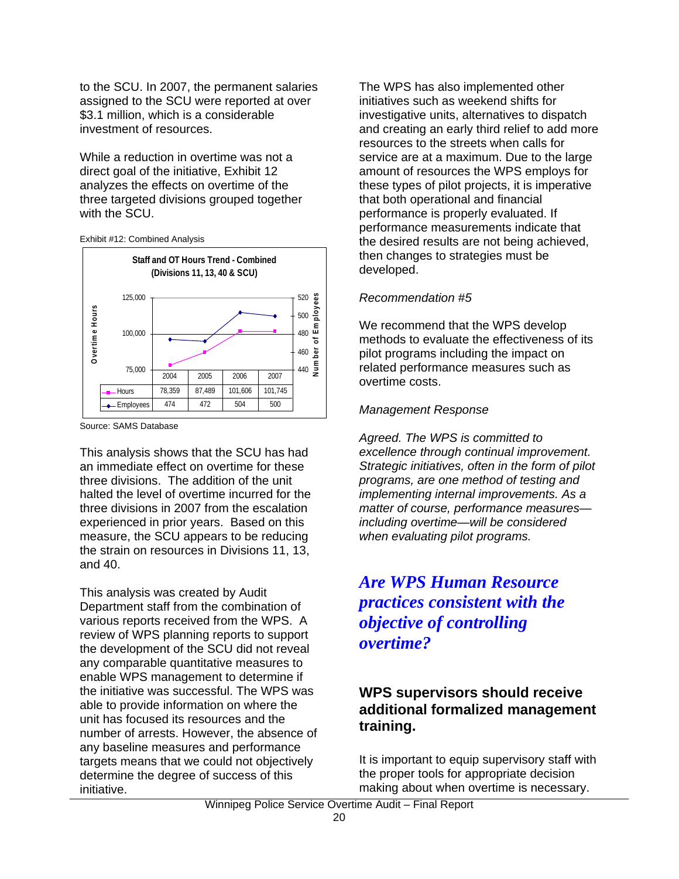to the SCU. In 2007, the permanent salaries assigned to the SCU were reported at over $3.1 million, which is a considerable investment of resources.

While a reduction in overtime was not a direct goal of the initiative, Exhibit 12 analyzes the effects on overtime of the three targeted divisions grouped together with the SCU.

Exhibit #12: Combined Analysis

**Staff and OT Hours Trend - Combined (Divisions 11, 13, 40 & SCU)**

| | 2004 | 2005 | 2006 | 2007 |
|---|---|---|---|---|
| Hours | 78,359 | 87,489 | 101,606 | 101,745 |
| Employees | 474 | 472 | 504 | 500 |

Source: SAMS Database

This analysis shows that the SCU has had an immediate effect on overtime for these three divisions. The addition of the unit halted the level of overtime incurred for the three divisions in 2007 from the escalation experienced in prior years. Based on this measure, the SCU appears to be reducing the strain on resources in Divisions 11, 13, and 40.

This analysis was created by Audit Department staff from the combination of various reports received from the WPS. A review of WPS planning reports to support the development of the SCU did not reveal any comparable quantitative measures to enable WPS management to determine if the initiative was successful. The WPS was able to provide information on where the unit has focused its resources and the number of arrests. However, the absence of any baseline measures and performance targets means that we could not objectively determine the degree of success of this initiative.

The WPS has also implemented other initiatives such as weekend shifts for investigative units, alternatives to dispatch and creating an early third relief to add more resources to the streets when calls for service are at a maximum. Due to the large amount of resources the WPS employs for these types of pilot projects, it is imperative that both operational and financial performance is properly evaluated. If performance measurements indicate that the desired results are not being achieved, then changes to strategies must be developed.

*Recommendation #5*

We recommend that the WPS develop methods to evaluate the effectiveness of its pilot programs including the impact on related performance measures such as overtime costs.

*Management Response*

*Agreed. The WPS is committed to excellence through continual improvement. Strategic initiatives, often in the form of pilot programs, are one method of testing and implementing internal improvements. As a matter of course, performance measures—including overtime—will be considered when evaluating pilot programs.*

## *Are WPS Human Resource practices consistent with the objective of controlling overtime?*

### WPS supervisors should receive additional formalized management training.

It is important to equip supervisory staff with the proper tools for appropriate decision making about when overtime is necessary.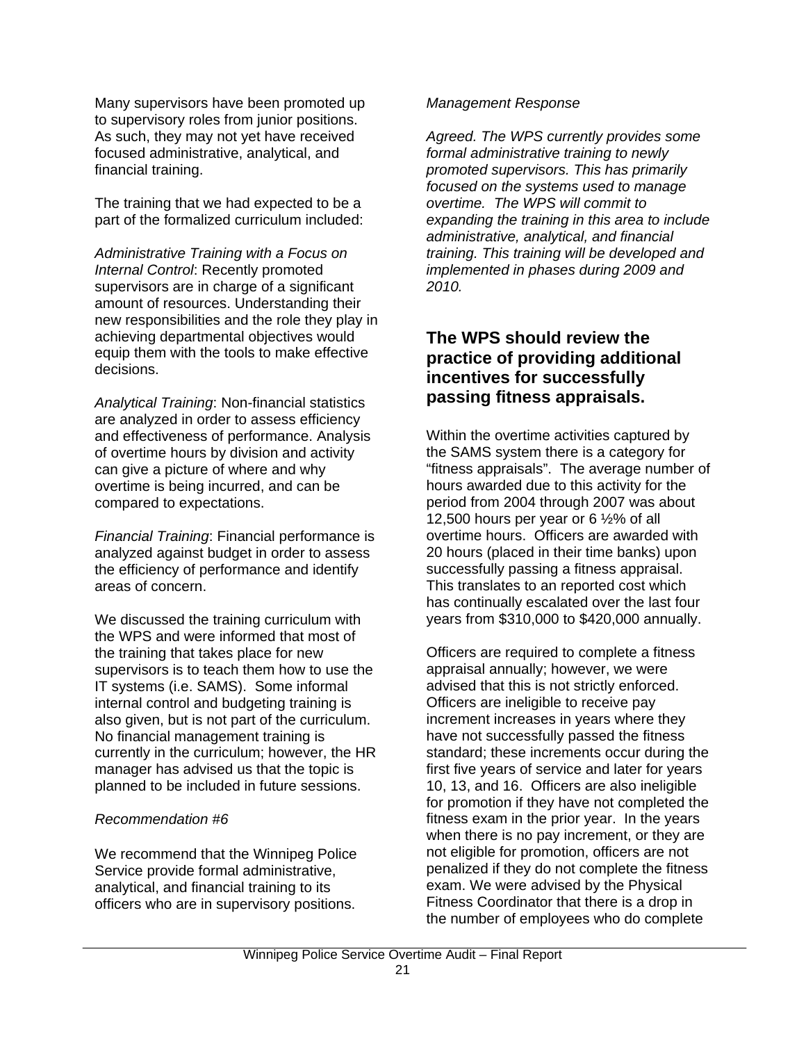Many supervisors have been promoted up to supervisory roles from junior positions. As such, they may not yet have received focused administrative, analytical, and financial training.

The training that we had expected to be a part of the formalized curriculum included:

*Administrative Training with a Focus on Internal Control*: Recently promoted supervisors are in charge of a significant amount of resources. Understanding their new responsibilities and the role they play in achieving departmental objectives would equip them with the tools to make effective decisions.

*Analytical Training*: Non-financial statistics are analyzed in order to assess efficiency and effectiveness of performance. Analysis of overtime hours by division and activity can give a picture of where and why overtime is being incurred, and can be compared to expectations.

*Financial Training*: Financial performance is analyzed against budget in order to assess the efficiency of performance and identify areas of concern.

We discussed the training curriculum with the WPS and were informed that most of the training that takes place for new supervisors is to teach them how to use the IT systems (i.e. SAMS). Some informal internal control and budgeting training is also given, but is not part of the curriculum. No financial management training is currently in the curriculum; however, the HR manager has advised us that the topic is planned to be included in future sessions.

*Recommendation #6*

We recommend that the Winnipeg Police Service provide formal administrative, analytical, and financial training to its officers who are in supervisory positions.

*Management Response*

*Agreed. The WPS currently provides some formal administrative training to newly promoted supervisors. This has primarily focused on the systems used to manage overtime. The WPS will commit to expanding the training in this area to include administrative, analytical, and financial training. This training will be developed and implemented in phases during 2009 and 2010.*

## The WPS should review the practice of providing additional incentives for successfully passing fitness appraisals.

Within the overtime activities captured by the SAMS system there is a category for "fitness appraisals". The average number of hours awarded due to this activity for the period from 2004 through 2007 was about 12,500 hours per year or 6 ½% of all overtime hours. Officers are awarded with 20 hours (placed in their time banks) upon successfully passing a fitness appraisal. This translates to an reported cost which has continually escalated over the last four years from $310,000 to $420,000 annually.

Officers are required to complete a fitness appraisal annually; however, we were advised that this is not strictly enforced. Officers are ineligible to receive pay increment increases in years where they have not successfully passed the fitness standard; these increments occur during the first five years of service and later for years 10, 13, and 16. Officers are also ineligible for promotion if they have not completed the fitness exam in the prior year. In the years when there is no pay increment, or they are not eligible for promotion, officers are not penalized if they do not complete the fitness exam. We were advised by the Physical Fitness Coordinator that there is a drop in the number of employees who do complete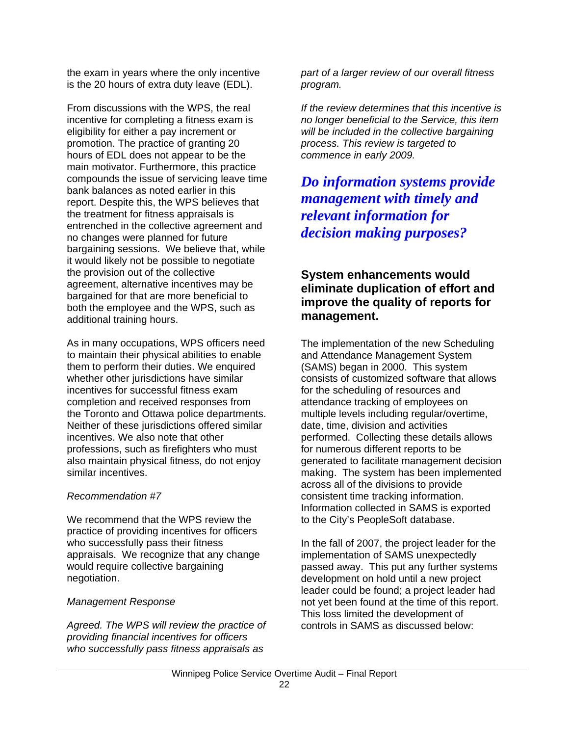the exam in years where the only incentive is the 20 hours of extra duty leave (EDL).

From discussions with the WPS, the real incentive for completing a fitness exam is eligibility for either a pay increment or promotion. The practice of granting 20 hours of EDL does not appear to be the main motivator. Furthermore, this practice compounds the issue of servicing leave time bank balances as noted earlier in this report. Despite this, the WPS believes that the treatment for fitness appraisals is entrenched in the collective agreement and no changes were planned for future bargaining sessions. We believe that, while it would likely not be possible to negotiate the provision out of the collective agreement, alternative incentives may be bargained for that are more beneficial to both the employee and the WPS, such as additional training hours.

As in many occupations, WPS officers need to maintain their physical abilities to enable them to perform their duties. We enquired whether other jurisdictions have similar incentives for successful fitness exam completion and received responses from the Toronto and Ottawa police departments. Neither of these jurisdictions offered similar incentives. We also note that other professions, such as firefighters who must also maintain physical fitness, do not enjoy similar incentives.

*Recommendation #7*

We recommend that the WPS review the practice of providing incentives for officers who successfully pass their fitness appraisals. We recognize that any change would require collective bargaining negotiation.

*Management Response*

*Agreed. The WPS will review the practice of providing financial incentives for officers who successfully pass fitness appraisals as part of a larger review of our overall fitness program.*

*If the review determines that this incentive is no longer beneficial to the Service, this item will be included in the collective bargaining process. This review is targeted to commence in early 2009.*

## *Do information systems provide management with timely and relevant information for decision making purposes?*

### System enhancements would eliminate duplication of effort and improve the quality of reports for management.

The implementation of the new Scheduling and Attendance Management System (SAMS) began in 2000. This system consists of customized software that allows for the scheduling of resources and attendance tracking of employees on multiple levels including regular/overtime, date, time, division and activities performed. Collecting these details allows for numerous different reports to be generated to facilitate management decision making. The system has been implemented across all of the divisions to provide consistent time tracking information. Information collected in SAMS is exported to the City's PeopleSoft database.

In the fall of 2007, the project leader for the implementation of SAMS unexpectedly passed away. This put any further systems development on hold until a new project leader could be found; a project leader had not yet been found at the time of this report. This loss limited the development of controls in SAMS as discussed below: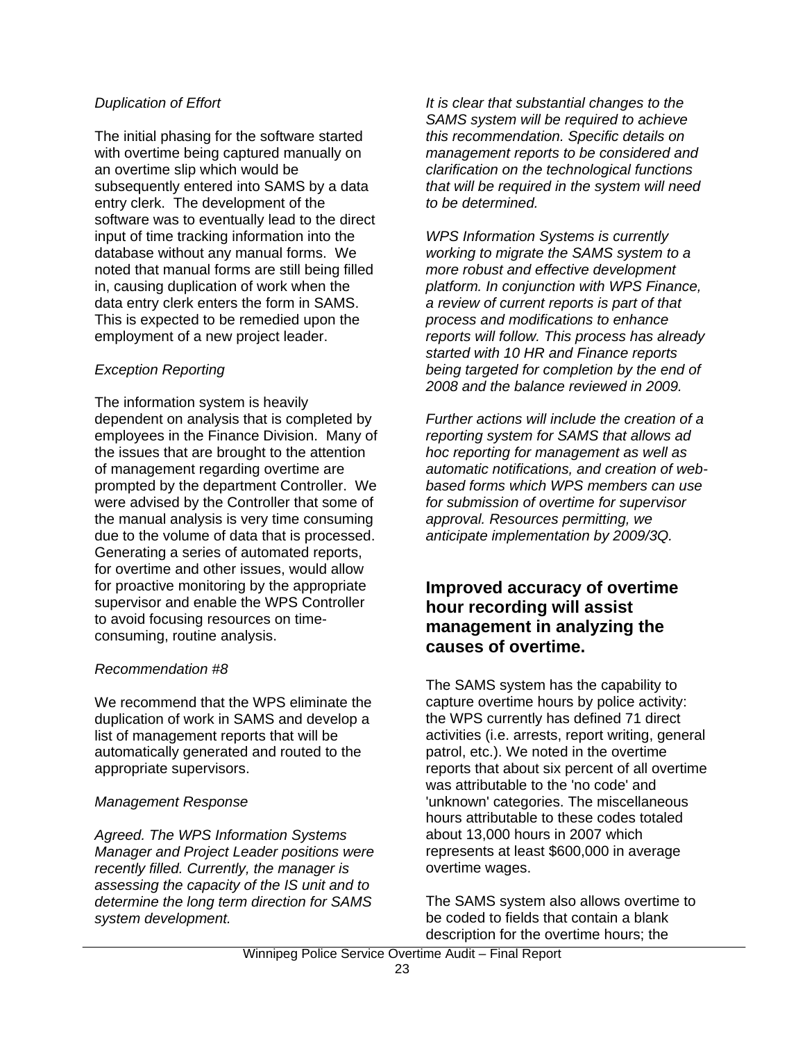*Duplication of Effort*

The initial phasing for the software started with overtime being captured manually on an overtime slip which would be subsequently entered into SAMS by a data entry clerk. The development of the software was to eventually lead to the direct input of time tracking information into the database without any manual forms. We noted that manual forms are still being filled in, causing duplication of work when the data entry clerk enters the form in SAMS. This is expected to be remedied upon the employment of a new project leader.

*Exception Reporting*

The information system is heavily dependent on analysis that is completed by employees in the Finance Division. Many of the issues that are brought to the attention of management regarding overtime are prompted by the department Controller. We were advised by the Controller that some of the manual analysis is very time consuming due to the volume of data that is processed. Generating a series of automated reports, for overtime and other issues, would allow for proactive monitoring by the appropriate supervisor and enable the WPS Controller to avoid focusing resources on time-consuming, routine analysis.

*Recommendation #8*

We recommend that the WPS eliminate the duplication of work in SAMS and develop a list of management reports that will be automatically generated and routed to the appropriate supervisors.

*Management Response*

*Agreed. The WPS Information Systems Manager and Project Leader positions were recently filled. Currently, the manager is assessing the capacity of the IS unit and to determine the long term direction for SAMS system development.*

*It is clear that substantial changes to the SAMS system will be required to achieve this recommendation. Specific details on management reports to be considered and clarification on the technological functions that will be required in the system will need to be determined.*

*WPS Information Systems is currently working to migrate the SAMS system to a more robust and effective development platform. In conjunction with WPS Finance, a review of current reports is part of that process and modifications to enhance reports will follow. This process has already started with 10 HR and Finance reports being targeted for completion by the end of 2008 and the balance reviewed in 2009.*

*Further actions will include the creation of a reporting system for SAMS that allows ad hoc reporting for management as well as automatic notifications, and creation of web-based forms which WPS members can use for submission of overtime for supervisor approval. Resources permitting, we anticipate implementation by 2009/3Q.*

## Improved accuracy of overtime hour recording will assist management in analyzing the causes of overtime.

The SAMS system has the capability to capture overtime hours by police activity: the WPS currently has defined 71 direct activities (i.e. arrests, report writing, general patrol, etc.). We noted in the overtime reports that about six percent of all overtime was attributable to the 'no code' and 'unknown' categories. The miscellaneous hours attributable to these codes totaled about 13,000 hours in 2007 which represents at least $600,000 in average overtime wages.

The SAMS system also allows overtime to be coded to fields that contain a blank description for the overtime hours; the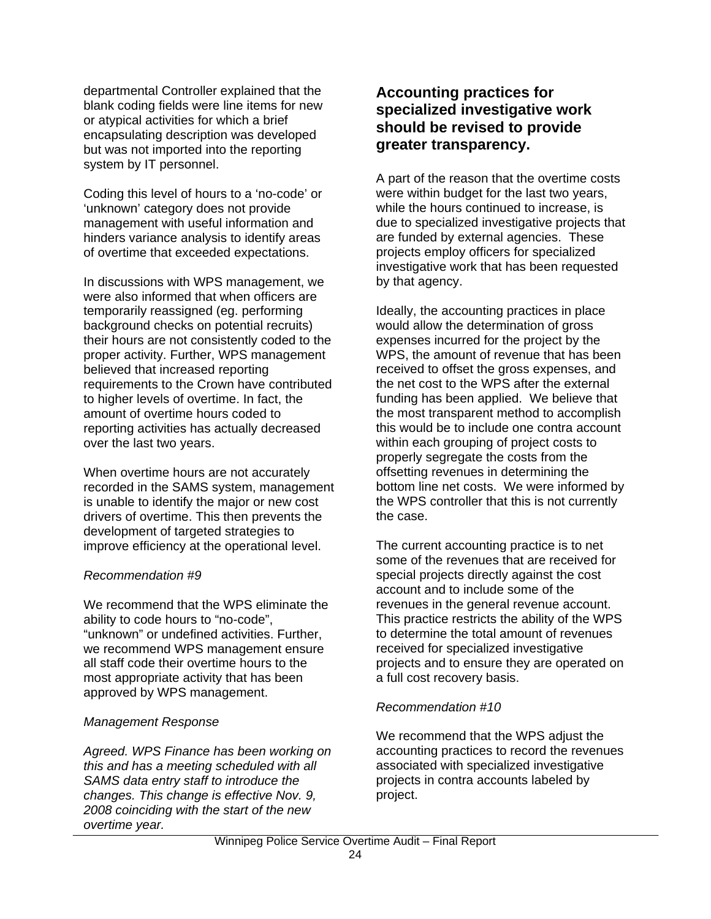departmental Controller explained that the blank coding fields were line items for new or atypical activities for which a brief encapsulating description was developed but was not imported into the reporting system by IT personnel.

Coding this level of hours to a 'no-code' or 'unknown' category does not provide management with useful information and hinders variance analysis to identify areas of overtime that exceeded expectations.

In discussions with WPS management, we were also informed that when officers are temporarily reassigned (eg. performing background checks on potential recruits) their hours are not consistently coded to the proper activity. Further, WPS management believed that increased reporting requirements to the Crown have contributed to higher levels of overtime. In fact, the amount of overtime hours coded to reporting activities has actually decreased over the last two years.

When overtime hours are not accurately recorded in the SAMS system, management is unable to identify the major or new cost drivers of overtime. This then prevents the development of targeted strategies to improve efficiency at the operational level.

*Recommendation #9*

We recommend that the WPS eliminate the ability to code hours to "no-code", "unknown" or undefined activities. Further, we recommend WPS management ensure all staff code their overtime hours to the most appropriate activity that has been approved by WPS management.

*Management Response*

*Agreed. WPS Finance has been working on this and has a meeting scheduled with all SAMS data entry staff to introduce the changes. This change is effective Nov. 9, 2008 coinciding with the start of the new overtime year.*

## Accounting practices for specialized investigative work should be revised to provide greater transparency.

A part of the reason that the overtime costs were within budget for the last two years, while the hours continued to increase, is due to specialized investigative projects that are funded by external agencies. These projects employ officers for specialized investigative work that has been requested by that agency.

Ideally, the accounting practices in place would allow the determination of gross expenses incurred for the project by the WPS, the amount of revenue that has been received to offset the gross expenses, and the net cost to the WPS after the external funding has been applied. We believe that the most transparent method to accomplish this would be to include one contra account within each grouping of project costs to properly segregate the costs from the offsetting revenues in determining the bottom line net costs. We were informed by the WPS controller that this is not currently the case.

The current accounting practice is to net some of the revenues that are received for special projects directly against the cost account and to include some of the revenues in the general revenue account. This practice restricts the ability of the WPS to determine the total amount of revenues received for specialized investigative projects and to ensure they are operated on a full cost recovery basis.

*Recommendation #10*

We recommend that the WPS adjust the accounting practices to record the revenues associated with specialized investigative projects in contra accounts labeled by project.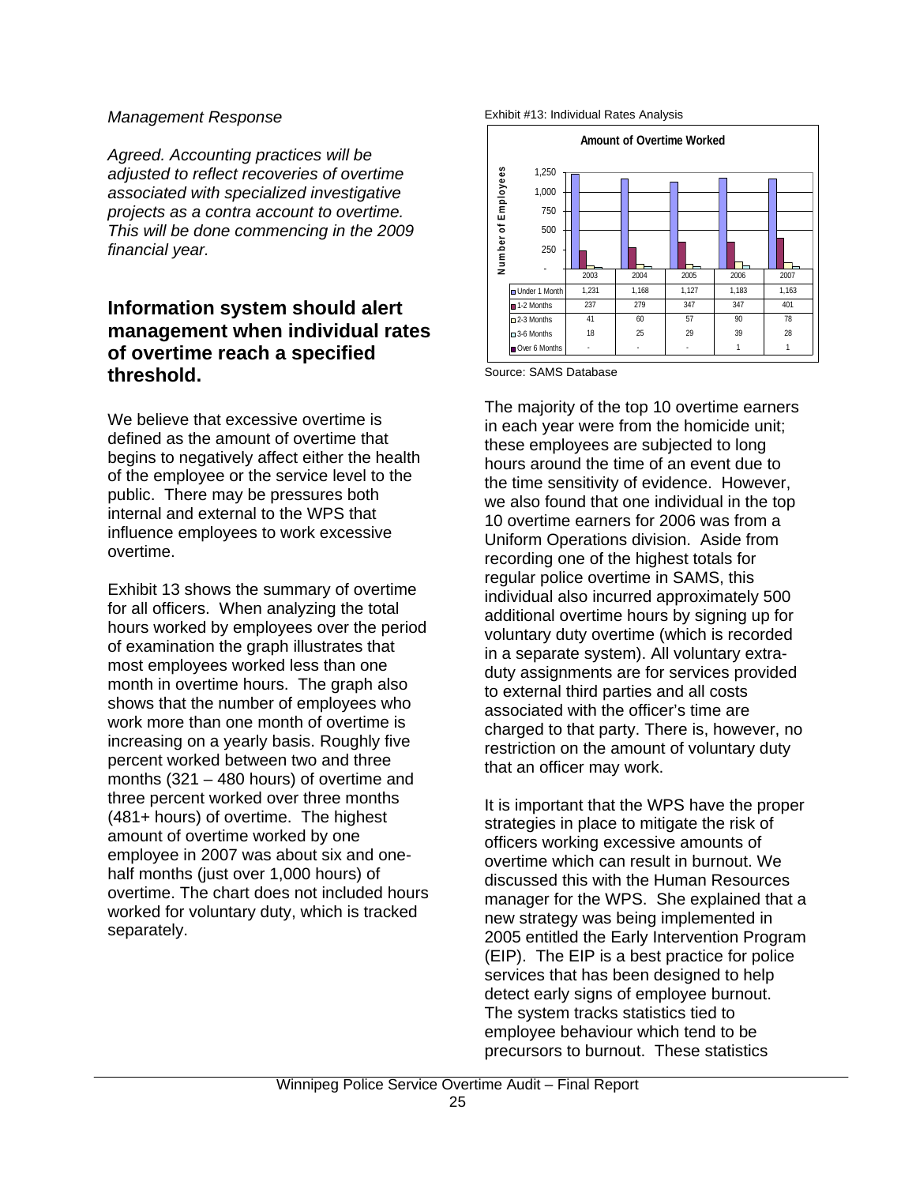*Management Response*

*Agreed. Accounting practices will be adjusted to reflect recoveries of overtime associated with specialized investigative projects as a contra account to overtime. This will be done commencing in the 2009 financial year.*

## Information system should alert management when individual rates of overtime reach a specified threshold.

We believe that excessive overtime is defined as the amount of overtime that begins to negatively affect either the health of the employee or the service level to the public. There may be pressures both internal and external to the WPS that influence employees to work excessive overtime.

Exhibit 13 shows the summary of overtime for all officers. When analyzing the total hours worked by employees over the period of examination the graph illustrates that most employees worked less than one month in overtime hours. The graph also shows that the number of employees who work more than one month of overtime is increasing on a yearly basis. Roughly five percent worked between two and three months (321 – 480 hours) of overtime and three percent worked over three months (481+ hours) of overtime. The highest amount of overtime worked by one employee in 2007 was about six and one-half months (just over 1,000 hours) of overtime. The chart does not included hours worked for voluntary duty, which is tracked separately.

Exhibit #13: Individual Rates Analysis

**Amount of Overtime Worked**

| Number of Employees | 2003 | 2004 | 2005 | 2006 | 2007 |
|---|---|---|---|---|---|
| Under 1 Month | 1,231 | 1,168 | 1,127 | 1,183 | 1,163 |
| 1-2 Months | 237 | 279 | 347 | 347 | 401 |
| 2-3 Months | 41 | 60 | 57 | 90 | 78 |
| 3-6 Months | 18 | 25 | 29 | 39 | 28 |
| Over 6 Months | - | - | - | 1 | 1 |

Source: SAMS Database

The majority of the top 10 overtime earners in each year were from the homicide unit; these employees are subjected to long hours around the time of an event due to the time sensitivity of evidence. However, we also found that one individual in the top 10 overtime earners for 2006 was from a Uniform Operations division. Aside from recording one of the highest totals for regular police overtime in SAMS, this individual also incurred approximately 500 additional overtime hours by signing up for voluntary duty overtime (which is recorded in a separate system). All voluntary extra-duty assignments are for services provided to external third parties and all costs associated with the officer's time are charged to that party. There is, however, no restriction on the amount of voluntary duty that an officer may work.

It is important that the WPS have the proper strategies in place to mitigate the risk of officers working excessive amounts of overtime which can result in burnout. We discussed this with the Human Resources manager for the WPS. She explained that a new strategy was being implemented in 2005 entitled the Early Intervention Program (EIP). The EIP is a best practice for police services that has been designed to help detect early signs of employee burnout. The system tracks statistics tied to employee behaviour which tend to be precursors to burnout. These statistics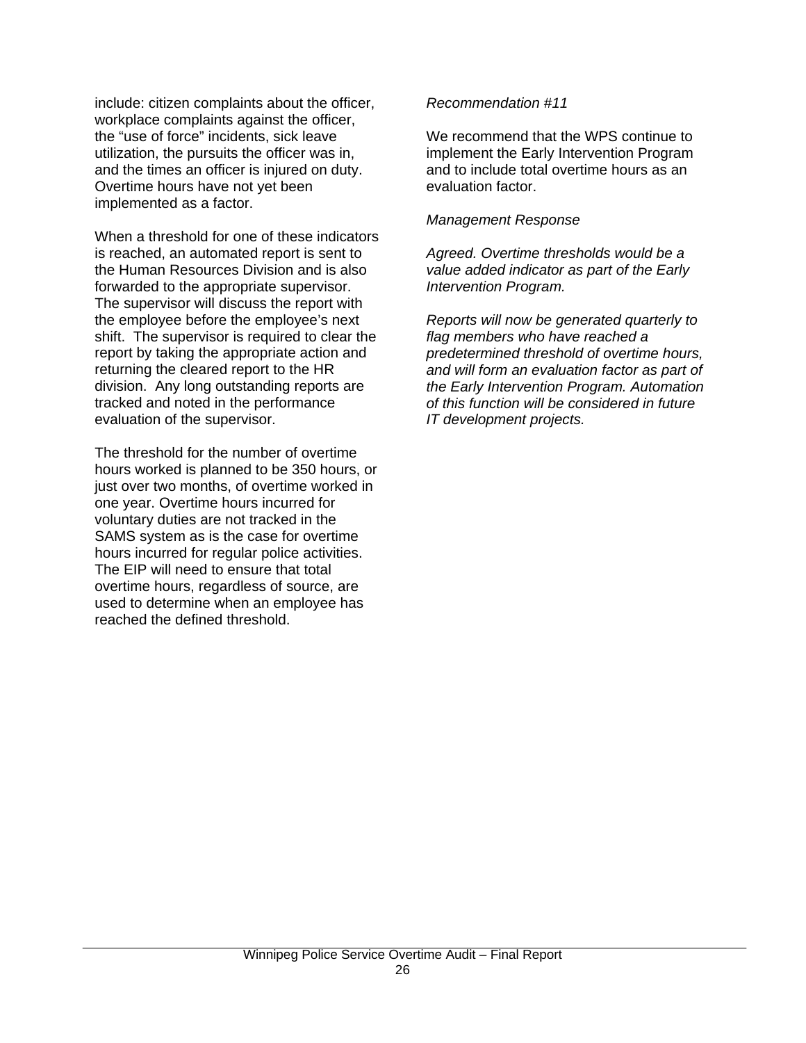include: citizen complaints about the officer, workplace complaints against the officer, the “use of force” incidents, sick leave utilization, the pursuits the officer was in, and the times an officer is injured on duty. Overtime hours have not yet been implemented as a factor.

When a threshold for one of these indicators is reached, an automated report is sent to the Human Resources Division and is also forwarded to the appropriate supervisor. The supervisor will discuss the report with the employee before the employee’s next shift. The supervisor is required to clear the report by taking the appropriate action and returning the cleared report to the HR division. Any long outstanding reports are tracked and noted in the performance evaluation of the supervisor.

The threshold for the number of overtime hours worked is planned to be 350 hours, or just over two months, of overtime worked in one year. Overtime hours incurred for voluntary duties are not tracked in the SAMS system as is the case for overtime hours incurred for regular police activities. The EIP will need to ensure that total overtime hours, regardless of source, are used to determine when an employee has reached the defined threshold.

*Recommendation #11*

We recommend that the WPS continue to implement the Early Intervention Program and to include total overtime hours as an evaluation factor.

*Management Response*

*Agreed. Overtime thresholds would be a value added indicator as part of the Early Intervention Program.*

*Reports will now be generated quarterly to flag members who have reached a predetermined threshold of overtime hours, and will form an evaluation factor as part of the Early Intervention Program. Automation of this function will be considered in future IT development projects.*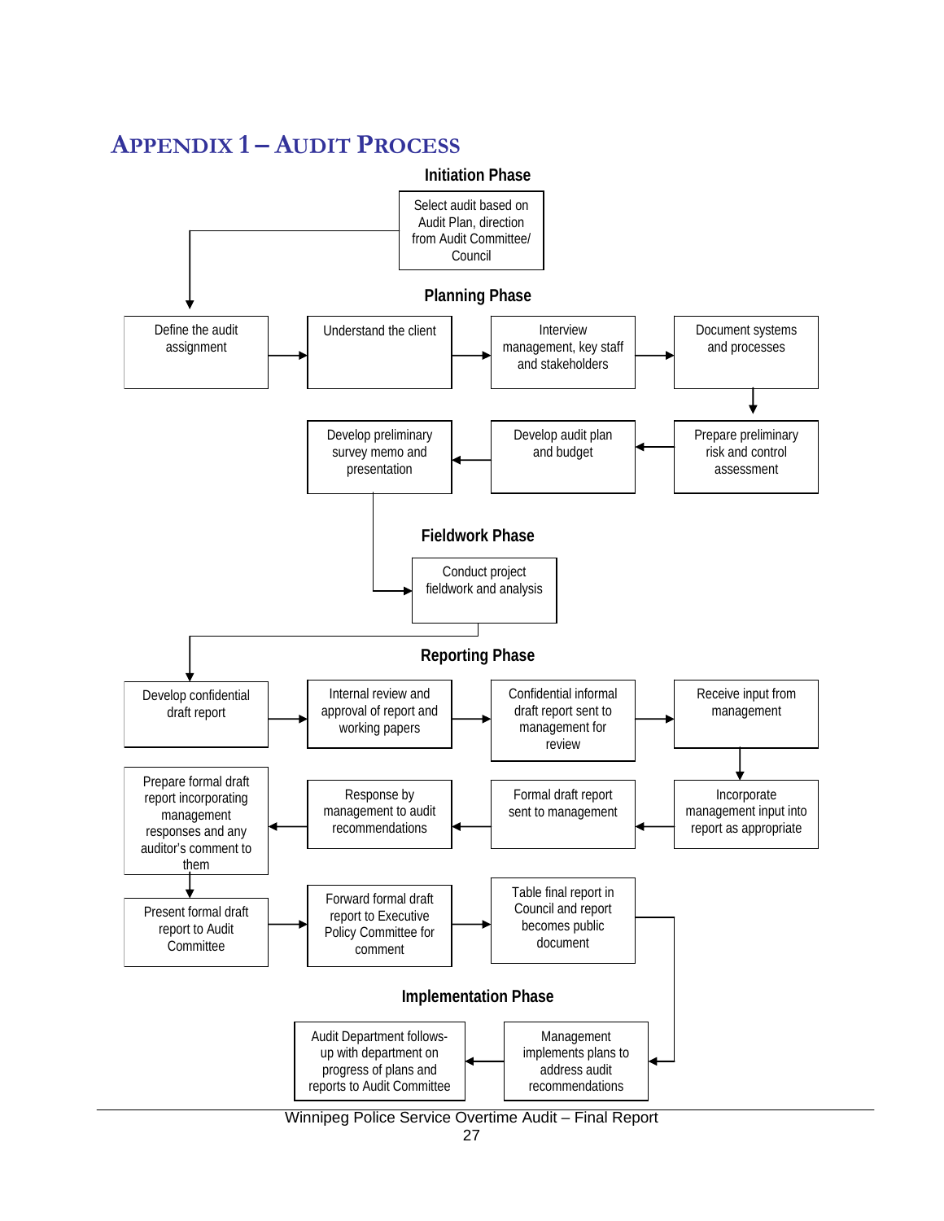# Appendix 1 – Audit Process

## Initiation Phase

- Select audit based on Audit Plan, direction from Audit Committee/ Council

## Planning Phase

- Define the audit assignment
- Understand the client
- Interview management, key staff and stakeholders
- Document systems and processes
- Prepare preliminary risk and control assessment
- Develop audit plan and budget
- Develop preliminary survey memo and presentation

## Fieldwork Phase

- Conduct project fieldwork and analysis

## Reporting Phase

- Develop confidential draft report
- Internal review and approval of report and working papers
- Confidential informal draft report sent to management for review
- Receive input from management
- Incorporate management input into report as appropriate
- Formal draft report sent to management
- Response by management to audit recommendations
- Prepare formal draft report incorporating management responses and any auditor's comment to them
- Present formal draft report to Audit Committee
- Forward draft report to Executive Policy Committee for comment
- Table final report in Council and report becomes public document

## Implementation Phase

- Management implements plans to address audit recommendations
- Audit Department follows-up with department on progress of plans and reports to Audit Committee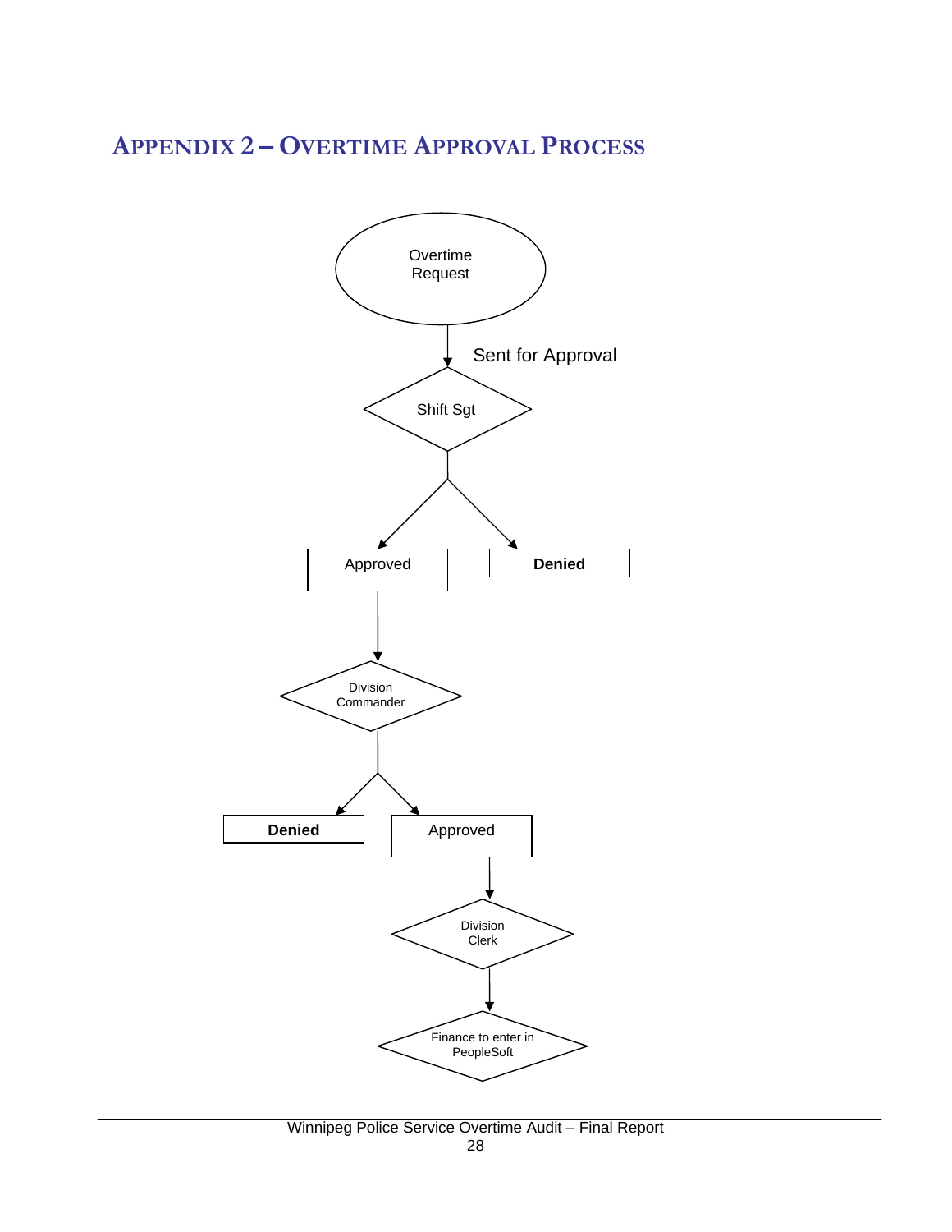## Appendix 2 – Overtime Approval Process

Overtime Request

Sent for Approval

Shift Sgt

Approved

**Denied**

Division Commander

**Denied**

Approved

Division Clerk

Finance to enter in PeopleSoft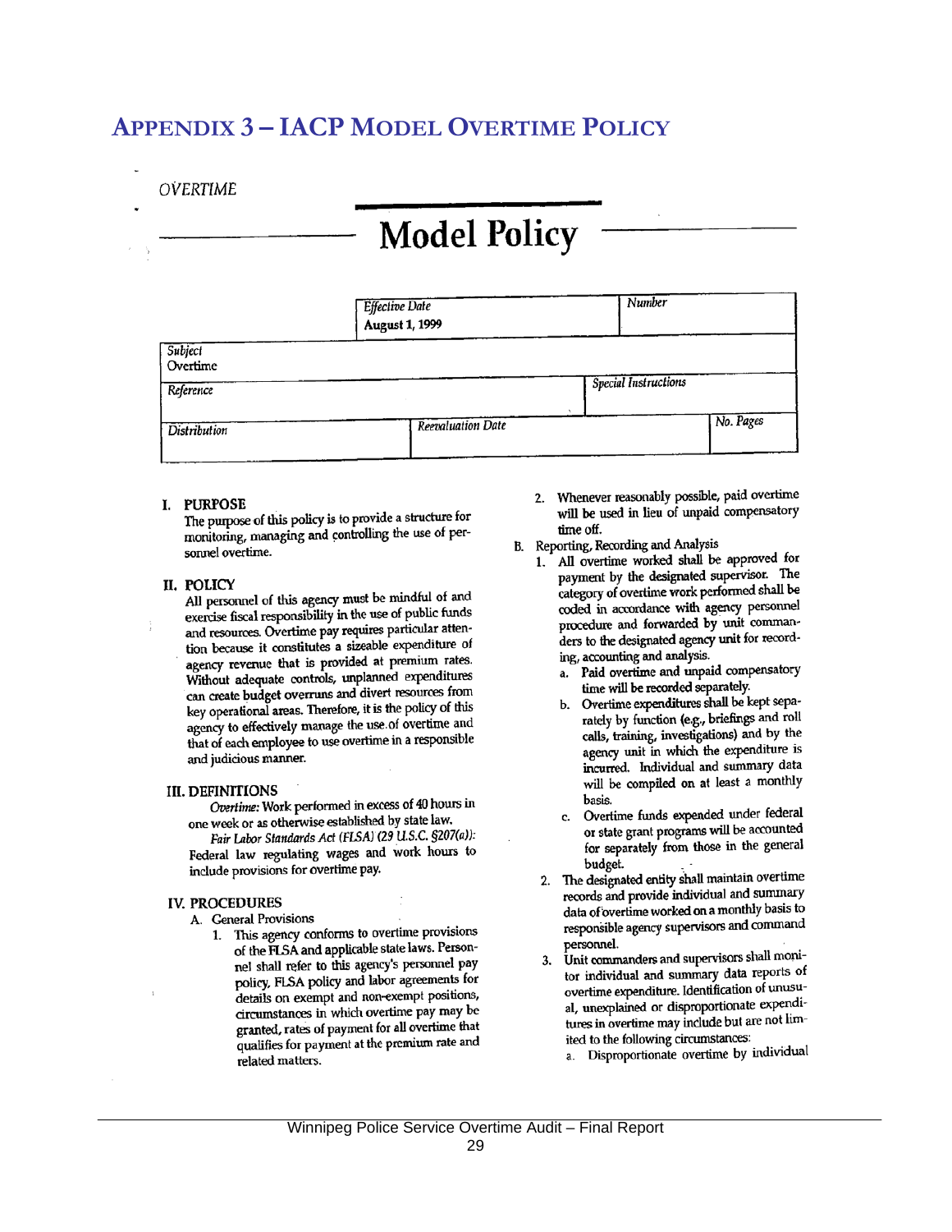# APPENDIX 3 – IACP MODEL OVERTIME POLICY

*OVERTIME*

# Model Policy

| | *Effective Date* August 1, 1999 | | *Number* | |
|---|---|---|---|---|
| *Subject* Overtime | | | | |
| *Reference* | | | *Special Instructions* | |
| *Distribution* | | *Reevaluation Date* | | *No. Pages* |

## I. PURPOSE

The purpose of this policy is to provide a structure for monitoring, managing and controlling the use of personnel overtime.

## II. POLICY

All personnel of this agency must be mindful of and exercise fiscal responsibility in the use of public funds and resources. Overtime pay requires particular attention because it constitutes a sizeable expenditure of agency revenue that is provided at premium rates. Without adequate controls, unplanned expenditures can create budget overruns and divert resources from key operational areas. Therefore, it is the policy of this agency to effectively manage the use of overtime and that of each employee to use overtime in a responsible and judicious manner.

## III. DEFINITIONS

*Overtime:* Work performed in excess of 40 hours in one week or as otherwise established by state law.

*Fair Labor Standards Act (FLSA) (29 U.S.C. §207(a)):* Federal law regulating wages and work hours to include provisions for overtime pay.

## IV. PROCEDURES

A. General Provisions

1. This agency conforms to overtime provisions of the FLSA and applicable state laws. Personnel shall refer to this agency's personnel pay policy, FLSA policy and labor agreements for details on exempt and non-exempt positions, circumstances in which overtime pay may be granted, rates of payment for all overtime that qualifies for payment at the premium rate and related matters.
2. Whenever reasonably possible, paid overtime will be used in lieu of unpaid compensatory time off.

B. Reporting, Recording and Analysis

1. All overtime worked shall be approved for payment by the designated supervisor. The category of overtime work performed shall be coded in accordance with agency personnel procedure and forwarded by unit commanders to the designated agency unit for recording, accounting and analysis.
   a. Paid overtime and unpaid compensatory time will be recorded separately.
   b. Overtime expenditures shall be kept separately by function (e.g., briefings and roll calls, training, investigations) and by the agency unit in which the expenditure is incurred. Individual and summary data will be compiled on at least a monthly basis.
   c. Overtime funds expended under federal or state grant programs will be accounted for separately from those in the general budget.
2. The designated entity shall maintain overtime records and provide individual and summary data of overtime worked on a monthly basis to responsible agency supervisors and command personnel.
3. Unit commanders and supervisors shall monitor individual and summary data reports of overtime expenditure. Identification of unusual, unexplained or disproportionate expenditures in overtime may include but are not limited to the following circumstances:
   a. Disproportionate overtime by individual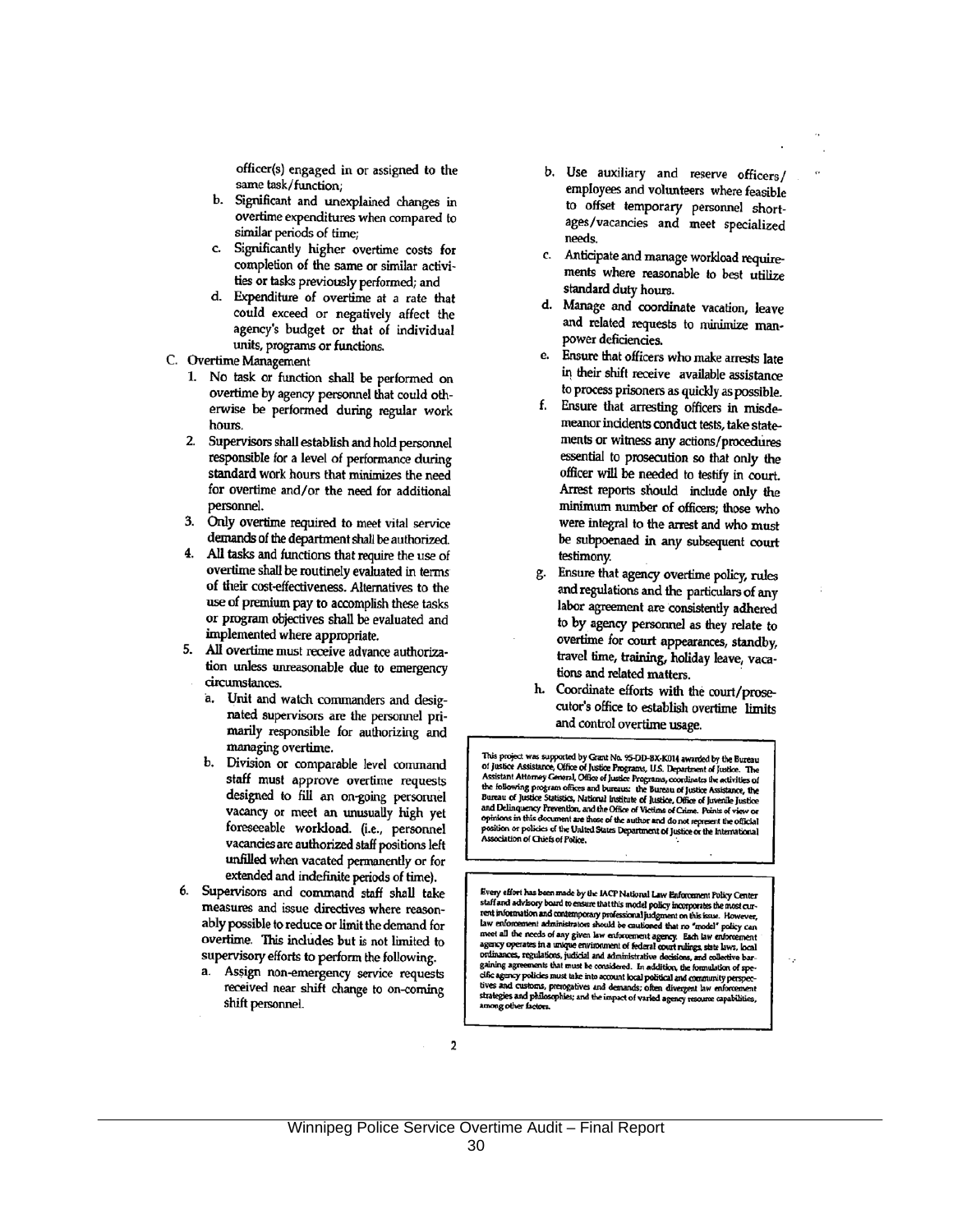officer(s) engaged in or assigned to the same task/function;

b. Significant and unexplained changes in overtime expenditures when compared to similar periods of time;

c. Significantly higher overtime costs for completion of the same or similar activities or tasks previously performed; and

d. Expenditure of overtime at a rate that could exceed or negatively affect the agency's budget or that of individual units, programs or functions.

C. Overtime Management

1. No task or function shall be performed on overtime by agency personnel that could otherwise be performed during regular work hours.
2. Supervisors shall establish and hold personnel responsible for a level of performance during standard work hours that minimizes the need for overtime and/or the need for additional personnel.
3. Only overtime required to meet vital service demands of the department shall be authorized.
4. All tasks and functions that require the use of overtime shall be routinely evaluated in terms of their cost-effectiveness. Alternatives to the use of premium pay to accomplish these tasks or program objectives shall be evaluated and implemented where appropriate.
5. All overtime must receive advance authorization unless unreasonable due to emergency circumstances.
   a. Unit and watch commanders and designated supervisors are the personnel primarily responsible for authorizing and managing overtime.
   b. Division or comparable level command staff must approve overtime requests designed to fill an on-going personnel vacancy or meet an unusually high yet foreseeable workload. (i.e., personnel vacancies are authorized staff positions left unfilled when vacated permanently or for extended and indefinite periods of time).
6. Supervisors and command staff shall take measures and issue directives where reasonably possible to reduce or limit the demand for overtime. This includes but is not limited to supervisory efforts to perform the following.
   a. Assign non-emergency service requests received near shift change to on-coming shift personnel.
   b. Use auxiliary and reserve officers/employees and volunteers where feasible to offset temporary personnel shortages/vacancies and meet specialized needs.
   c. Anticipate and manage workload requirements where reasonable to best utilize standard duty hours.
   d. Manage and coordinate vacation, leave and related requests to minimize manpower deficiencies.
   e. Ensure that officers who make arrests late in their shift receive available assistance to process prisoners as quickly as possible.
   f. Ensure that arresting officers in misdemeanor incidents conduct tests, take statements or witness any actions/procedures essential to prosecution so that only the officer will be needed to testify in court. Arrest reports should include only the minimum number of officers; those who were integral to the arrest and who must be subpoenaed in any subsequent court testimony.
   g. Ensure that agency overtime policy, rules and regulations and the particulars of any labor agreement are consistently adhered to by agency personnel as they relate to overtime for court appearances, standby, travel time, training, holiday leave, vacations and related matters.
   h. Coordinate efforts with the court/prosecutor's office to establish overtime limits and control overtime usage.

This project was supported by Grant No. 95-DD-BX-K014 awarded by the Bureau of Justice Assistance, Office of Justice Programs, U.S. Department of Justice. The Assistant Attorney General, Office of Justice Programs, coordinates the activities of the following program offices and bureaus: the Bureau of Justice Assistance, the Bureau of Justice Statistics, National Institute of Justice, Office of Juvenile Justice and Delinquency Prevention, and the Office of Victims of Crime. Points of view or opinions in this document are those of the author and do not represent the official position or policies of the United States Department of Justice or the International Association of Chiefs of Police.

Every effort has been made by the IACP National Law Enforcement Policy Center staff and advisory board to ensure that this model policy incorporates the most current information and contemporary professional judgment on this issue. However, law enforcement administrators should be cautioned that no "model" policy can meet all the needs of any given law enforcement agency. Each law enforcement agency operates in a unique environment of federal court rulings, state laws, local ordinances, regulations, judicial and administrative decisions, and collective bargaining agreements that must be considered. In addition, the formulation of specific agency policies must take into account local political and community perspectives and customs, prerogatives and demands; often divergent law enforcement strategies and philosophies; and the impact of varied agency resource capabilities, among other factors.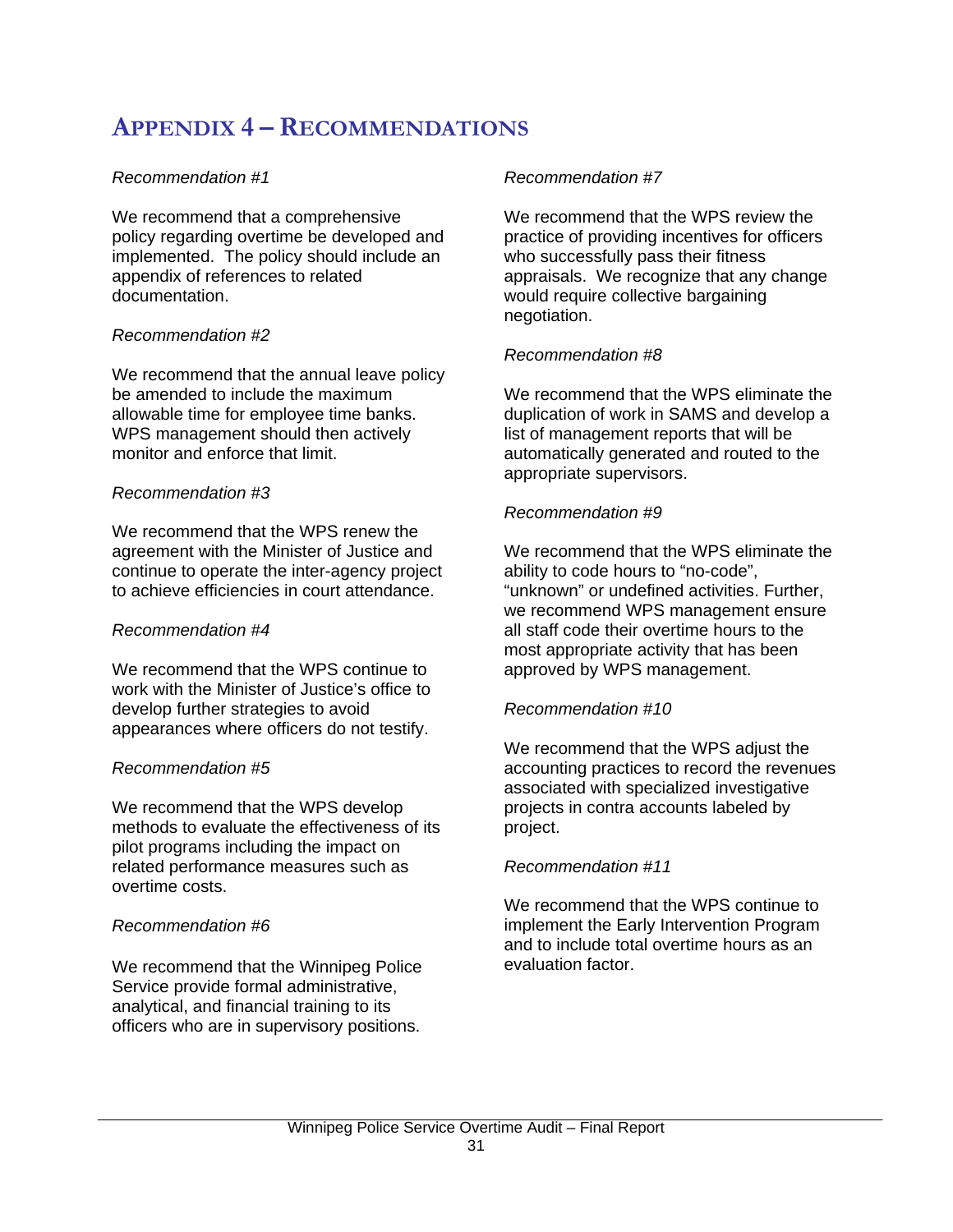# Appendix 4 – Recommendations

*Recommendation #1*

We recommend that a comprehensive policy regarding overtime be developed and implemented. The policy should include an appendix of references to related documentation.

*Recommendation #2*

We recommend that the annual leave policy be amended to include the maximum allowable time for employee time banks. WPS management should then actively monitor and enforce that limit.

*Recommendation #3*

We recommend that the WPS renew the agreement with the Minister of Justice and continue to operate the inter-agency project to achieve efficiencies in court attendance.

*Recommendation #4*

We recommend that the WPS continue to work with the Minister of Justice's office to develop further strategies to avoid appearances where officers do not testify.

*Recommendation #5*

We recommend that the WPS develop methods to evaluate the effectiveness of its pilot programs including the impact on related performance measures such as overtime costs.

*Recommendation #6*

We recommend that the Winnipeg Police Service provide formal administrative, analytical, and financial training to its officers who are in supervisory positions.

*Recommendation #7*

We recommend that the WPS review the practice of providing incentives for officers who successfully pass their fitness appraisals. We recognize that any change would require collective bargaining negotiation.

*Recommendation #8*

We recommend that the WPS eliminate the duplication of work in SAMS and develop a list of management reports that will be automatically generated and routed to the appropriate supervisors.

*Recommendation #9*

We recommend that the WPS eliminate the ability to code hours to "no-code", "unknown" or undefined activities. Further, we recommend WPS management ensure all staff code their overtime hours to the most appropriate activity that has been approved by WPS management.

*Recommendation #10*

We recommend that the WPS adjust the accounting practices to record the revenues associated with specialized investigative projects in contra accounts labeled by project.

*Recommendation #11*

We recommend that the WPS continue to implement the Early Intervention Program and to include total overtime hours as an evaluation factor.